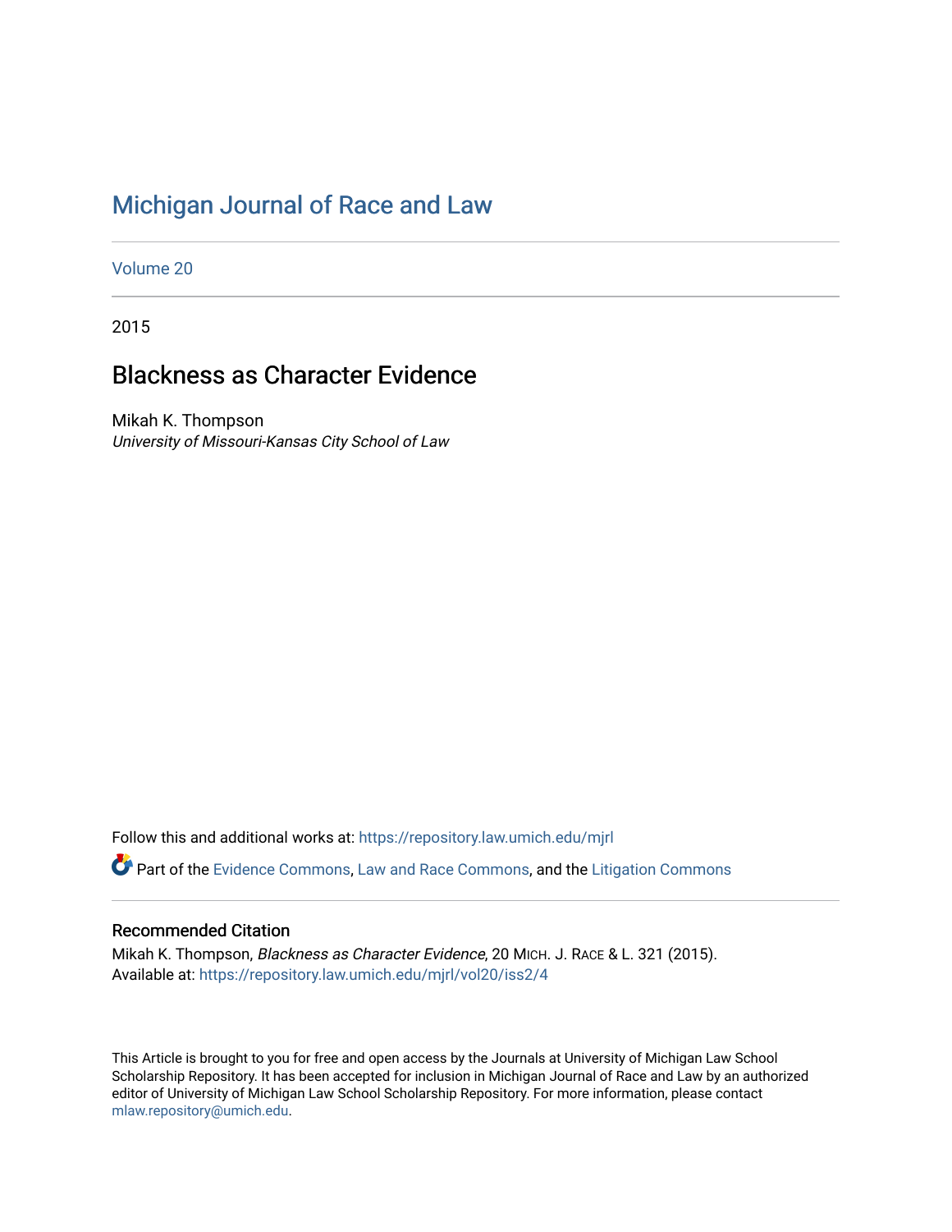# Michigan Journal of Race and Law

Volume 20

2015

## Blackness as Character Evidence

Mikah K. Thompson
*University of Missouri-Kansas City School of Law*

Follow this and additional works at: https://repository.law.umich.edu/mjrl

Part of the Evidence Commons, Law and Race Commons, and the Litigation Commons

### Recommended Citation

Mikah K. Thompson, *Blackness as Character Evidence*, 20 MICH. J. RACE & L. 321 (2015).
Available at: https://repository.law.umich.edu/mjrl/vol20/iss2/4

This Article is brought to you for free and open access by the Journals at University of Michigan Law School Scholarship Repository. It has been accepted for inclusion in Michigan Journal of Race and Law by an authorized editor of University of Michigan Law School Scholarship Repository. For more information, please contact mlaw.repository@umich.edu.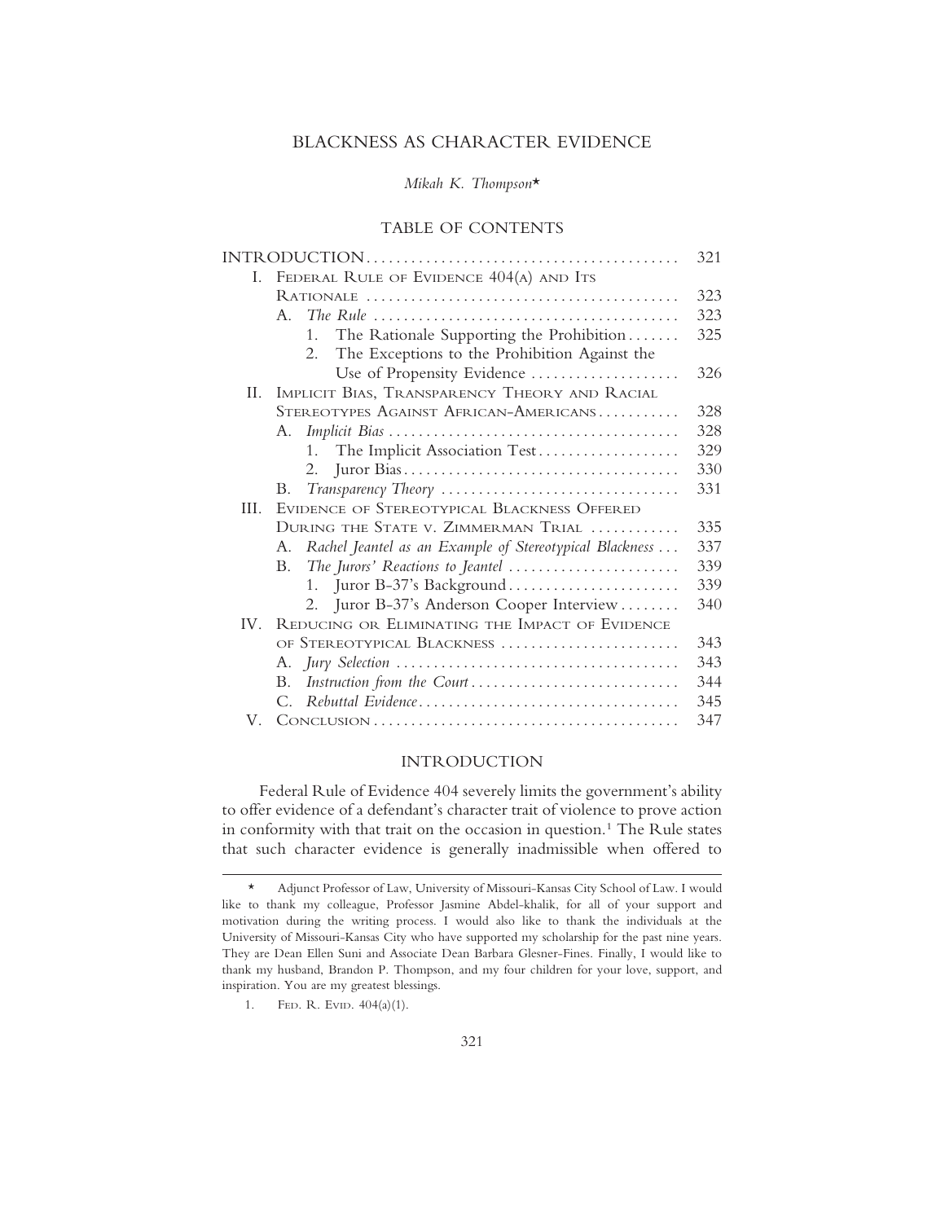# BLACKNESS AS CHARACTER EVIDENCE

*Mikah K. Thompson*\*

## TABLE OF CONTENTS

| | |
|---|---|
| INTRODUCTION | 321 |
| I. FEDERAL RULE OF EVIDENCE 404(A) AND ITS RATIONALE | 323 |
| A. *The Rule* | 323 |
| 1. The Rationale Supporting the Prohibition | 325 |
| 2. The Exceptions to the Prohibition Against the Use of Propensity Evidence | 326 |
| II. IMPLICIT BIAS, TRANSPARENCY THEORY AND RACIAL STEREOTYPES AGAINST AFRICAN-AMERICANS | 328 |
| A. *Implicit Bias* | 328 |
| 1. The Implicit Association Test | 329 |
| 2. Juror Bias | 330 |
| B. *Transparency Theory* | 331 |
| III. EVIDENCE OF STEREOTYPICAL BLACKNESS OFFERED DURING THE STATE V. ZIMMERMAN TRIAL | 335 |
| A. *Rachel Jeantel as an Example of Stereotypical Blackness* | 337 |
| B. *The Jurors' Reactions to Jeantel* | 339 |
| 1. Juror B-37's Background | 339 |
| 2. Juror B-37's Anderson Cooper Interview | 340 |
| IV. REDUCING OR ELIMINATING THE IMPACT OF EVIDENCE OF STEREOTYPICAL BLACKNESS | 343 |
| A. *Jury Selection* | 343 |
| B. *Instruction from the Court* | 344 |
| C. *Rebuttal Evidence* | 345 |
| V. CONCLUSION | 347 |

## INTRODUCTION

Federal Rule of Evidence 404 severely limits the government's ability to offer evidence of a defendant's character trait of violence to prove action in conformity with that trait on the occasion in question.[1] The Rule states that such character evidence is generally inadmissible when offered to

---

\* Adjunct Professor of Law, University of Missouri-Kansas City School of Law. I would like to thank my colleague, Professor Jasmine Abdel-khalik, for all of your support and motivation during the writing process. I would also like to thank the individuals at the University of Missouri-Kansas City who have supported my scholarship for the past nine years. They are Dean Ellen Suni and Associate Dean Barbara Glesner-Fines. Finally, I would like to thank my husband, Brandon P. Thompson, and my four children for your love, support, and inspiration. You are my greatest blessings.

1. FED. R. EVID. 404(a)(1).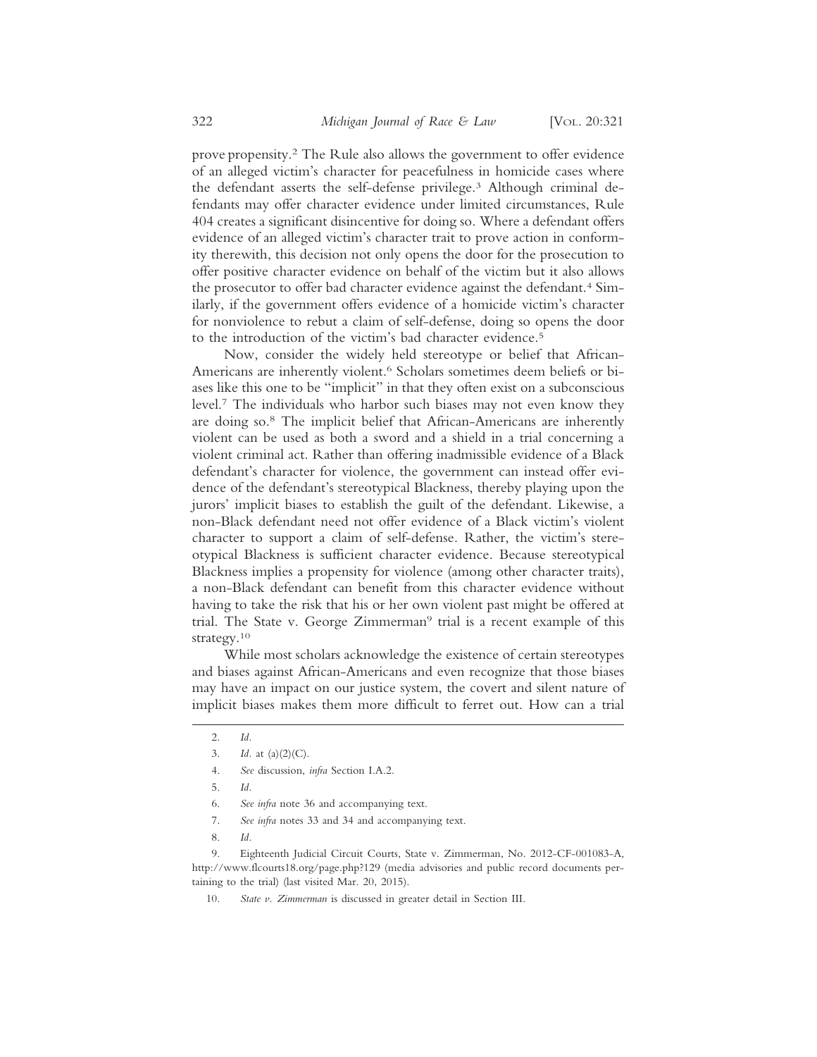prove propensity.[2] The Rule also allows the government to offer evidence of an alleged victim's character for peacefulness in homicide cases where the defendant asserts the self-defense privilege.[3] Although criminal defendants may offer character evidence under limited circumstances, Rule 404 creates a significant disincentive for doing so. Where a defendant offers evidence of an alleged victim's character trait to prove action in conformity therewith, this decision not only opens the door for the prosecution to offer positive character evidence on behalf of the victim but it also allows the prosecutor to offer bad character evidence against the defendant.[4] Similarly, if the government offers evidence of a homicide victim's character for nonviolence to rebut a claim of self-defense, doing so opens the door to the introduction of the victim's bad character evidence.[5]

Now, consider the widely held stereotype or belief that African-Americans are inherently violent.[6] Scholars sometimes deem beliefs or biases like this one to be "implicit" in that they often exist on a subconscious level.[7] The individuals who harbor such biases may not even know they are doing so.[8] The implicit belief that African-Americans are inherently violent can be used as both a sword and a shield in a trial concerning a violent criminal act. Rather than offering inadmissible evidence of a Black defendant's character for violence, the government can instead offer evidence of the defendant's stereotypical Blackness, thereby playing upon the jurors' implicit biases to establish the guilt of the defendant. Likewise, a non-Black defendant need not offer evidence of a Black victim's violent character to support a claim of self-defense. Rather, the victim's stereotypical Blackness is sufficient character evidence. Because stereotypical Blackness implies a propensity for violence (among other character traits), a non-Black defendant can benefit from this character evidence without having to take the risk that his or her own violent past might be offered at trial. The State v. George Zimmerman[9] trial is a recent example of this strategy.[10]

While most scholars acknowledge the existence of certain stereotypes and biases against African-Americans and even recognize that those biases may have an impact on our justice system, the covert and silent nature of implicit biases makes them more difficult to ferret out. How can a trial

---

2. *Id.*

3. *Id.* at (a)(2)(C).

4. *See* discussion, *infra* Section I.A.2.

5. *Id.*

6. *See infra* note 36 and accompanying text.

7. *See infra* notes 33 and 34 and accompanying text.

8. *Id.*

9. Eighteenth Judicial Circuit Courts, State v. Zimmerman, No. 2012-CF-001083-A, http://www.flcourts18.org/page.php?129 (media advisories and public record documents pertaining to the trial) (last visited Mar. 20, 2015).

10. *State v. Zimmerman* is discussed in greater detail in Section III.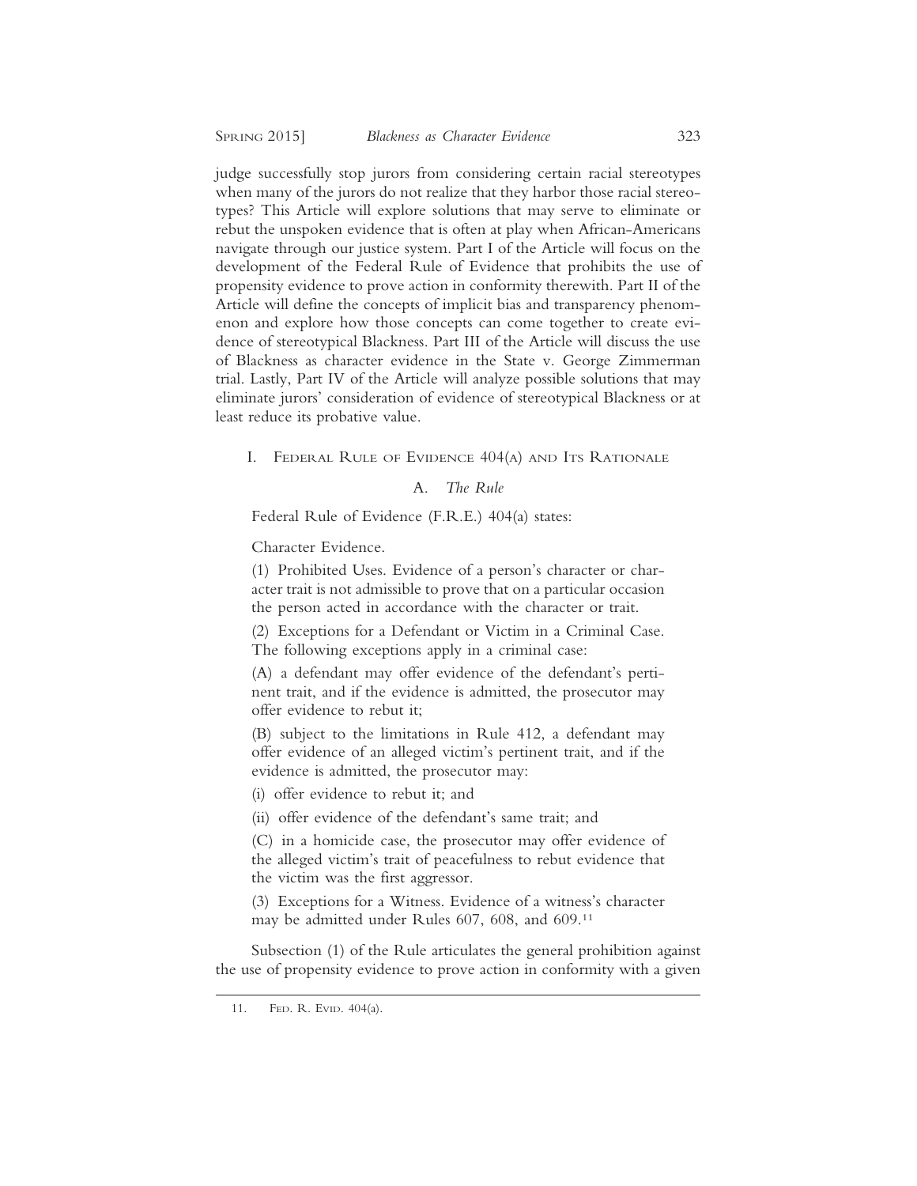judge successfully stop jurors from considering certain racial stereotypes when many of the jurors do not realize that they harbor those racial stereotypes? This Article will explore solutions that may serve to eliminate or rebut the unspoken evidence that is often at play when African-Americans navigate through our justice system. Part I of the Article will focus on the development of the Federal Rule of Evidence that prohibits the use of propensity evidence to prove action in conformity therewith. Part II of the Article will define the concepts of implicit bias and transparency phenomenon and explore how those concepts can come together to create evidence of stereotypical Blackness. Part III of the Article will discuss the use of Blackness as character evidence in the State v. George Zimmerman trial. Lastly, Part IV of the Article will analyze possible solutions that may eliminate jurors' consideration of evidence of stereotypical Blackness or at least reduce its probative value.

## I. Federal Rule of Evidence 404(a) and Its Rationale

### A. *The Rule*

Federal Rule of Evidence (F.R.E.) 404(a) states:

> Character Evidence.
>
> (1) Prohibited Uses. Evidence of a person's character or character trait is not admissible to prove that on a particular occasion the person acted in accordance with the character or trait.
>
> (2) Exceptions for a Defendant or Victim in a Criminal Case. The following exceptions apply in a criminal case:
>
> (A) a defendant may offer evidence of the defendant's pertinent trait, and if the evidence is admitted, the prosecutor may offer evidence to rebut it;
>
> (B) subject to the limitations in Rule 412, a defendant may offer evidence of an alleged victim's pertinent trait, and if the evidence is admitted, the prosecutor may:
>
> (i) offer evidence to rebut it; and
>
> (ii) offer evidence of the defendant's same trait; and
>
> (C) in a homicide case, the prosecutor may offer evidence of the alleged victim's trait of peacefulness to rebut evidence that the victim was the first aggressor.
>
> (3) Exceptions for a Witness. Evidence of a witness's character may be admitted under Rules 607, 608, and 609.[11]

Subsection (1) of the Rule articulates the general prohibition against the use of propensity evidence to prove action in conformity with a given

---

11. Fed. R. Evid. 404(a).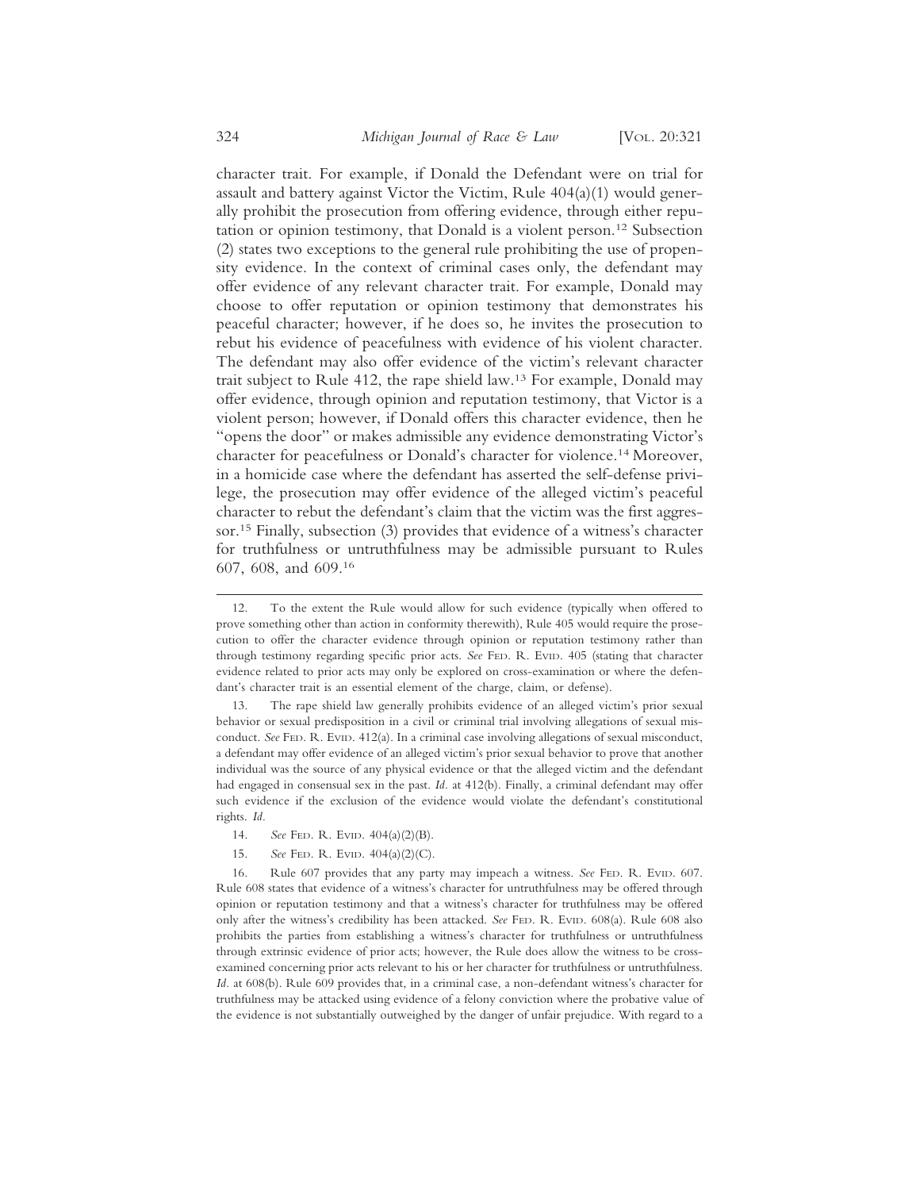character trait. For example, if Donald the Defendant were on trial for assault and battery against Victor the Victim, Rule 404(a)(1) would generally prohibit the prosecution from offering evidence, through either reputation or opinion testimony, that Donald is a violent person.[12] Subsection (2) states two exceptions to the general rule prohibiting the use of propensity evidence. In the context of criminal cases only, the defendant may offer evidence of any relevant character trait. For example, Donald may choose to offer reputation or opinion testimony that demonstrates his peaceful character; however, if he does so, he invites the prosecution to rebut his evidence of peacefulness with evidence of his violent character. The defendant may also offer evidence of the victim's relevant character trait subject to Rule 412, the rape shield law.[13] For example, Donald may offer evidence, through opinion and reputation testimony, that Victor is a violent person; however, if Donald offers this character evidence, then he "opens the door" or makes admissible any evidence demonstrating Victor's character for peacefulness or Donald's character for violence.[14] Moreover, in a homicide case where the defendant has asserted the self-defense privilege, the prosecution may offer evidence of the alleged victim's peaceful character to rebut the defendant's claim that the victim was the first aggressor.[15] Finally, subsection (3) provides that evidence of a witness's character for truthfulness or untruthfulness may be admissible pursuant to Rules 607, 608, and 609.[16]

---

12. To the extent the Rule would allow for such evidence (typically when offered to prove something other than action in conformity therewith), Rule 405 would require the prosecution to offer the character evidence through opinion or reputation testimony rather than through testimony regarding specific prior acts. *See* FED. R. EVID. 405 (stating that character evidence related to prior acts may only be explored on cross-examination or where the defendant's character trait is an essential element of the charge, claim, or defense).

13. The rape shield law generally prohibits evidence of an alleged victim's prior sexual behavior or sexual predisposition in a civil or criminal trial involving allegations of sexual misconduct. *See* FED. R. EVID. 412(a). In a criminal case involving allegations of sexual misconduct, a defendant may offer evidence of an alleged victim's prior sexual behavior to prove that another individual was the source of any physical evidence or that the alleged victim and the defendant had engaged in consensual sex in the past. *Id.* at 412(b). Finally, a criminal defendant may offer such evidence if the exclusion of the evidence would violate the defendant's constitutional rights. *Id.*

14. *See* FED. R. EVID. 404(a)(2)(B).

15. *See* FED. R. EVID. 404(a)(2)(C).

16. Rule 607 provides that any party may impeach a witness. *See* FED. R. EVID. 607. Rule 608 states that evidence of a witness's character for untruthfulness may be offered through opinion or reputation testimony and that a witness's character for truthfulness may be offered only after the witness's credibility has been attacked. *See* FED. R. EVID. 608(a). Rule 608 also prohibits the parties from establishing a witness's character for truthfulness or untruthfulness through extrinsic evidence of prior acts; however, the Rule does allow the witness to be cross-examined concerning prior acts relevant to his or her character for truthfulness or untruthfulness. *Id.* at 608(b). Rule 609 provides that, in a criminal case, a non-defendant witness's character for truthfulness may be attacked using evidence of a felony conviction where the probative value of the evidence is not substantially outweighed by the danger of unfair prejudice. With regard to a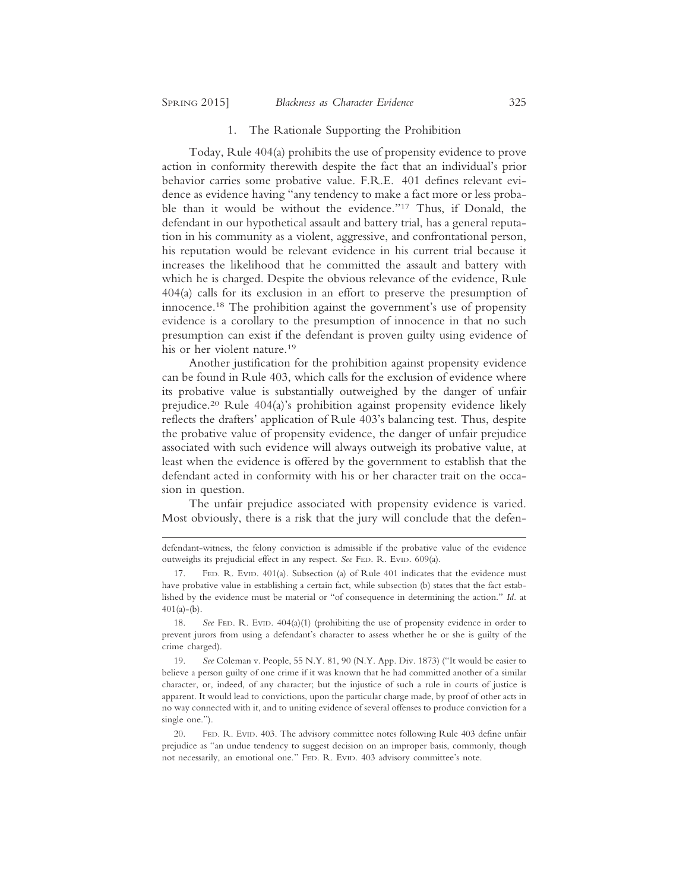### 1. The Rationale Supporting the Prohibition

Today, Rule 404(a) prohibits the use of propensity evidence to prove action in conformity therewith despite the fact that an individual's prior behavior carries some probative value. F.R.E. 401 defines relevant evidence as evidence having "any tendency to make a fact more or less probable than it would be without the evidence."[17] Thus, if Donald, the defendant in our hypothetical assault and battery trial, has a general reputation in his community as a violent, aggressive, and confrontational person, his reputation would be relevant evidence in his current trial because it increases the likelihood that he committed the assault and battery with which he is charged. Despite the obvious relevance of the evidence, Rule 404(a) calls for its exclusion in an effort to preserve the presumption of innocence.[18] The prohibition against the government's use of propensity evidence is a corollary to the presumption of innocence in that no such presumption can exist if the defendant is proven guilty using evidence of his or her violent nature.[19]

Another justification for the prohibition against propensity evidence can be found in Rule 403, which calls for the exclusion of evidence where its probative value is substantially outweighed by the danger of unfair prejudice.[20] Rule 404(a)'s prohibition against propensity evidence likely reflects the drafters' application of Rule 403's balancing test. Thus, despite the probative value of propensity evidence, the danger of unfair prejudice associated with such evidence will always outweigh its probative value, at least when the evidence is offered by the government to establish that the defendant acted in conformity with his or her character trait on the occasion in question.

The unfair prejudice associated with propensity evidence is varied. Most obviously, there is a risk that the jury will conclude that the defen-

---

defendant-witness, the felony conviction is admissible if the probative value of the evidence outweighs its prejudicial effect in any respect. *See* Fed. R. Evid. 609(a).

17. Fed. R. Evid. 401(a). Subsection (a) of Rule 401 indicates that the evidence must have probative value in establishing a certain fact, while subsection (b) states that the fact established by the evidence must be material or "of consequence in determining the action." *Id.* at 401(a)-(b).

18. *See* Fed. R. Evid. 404(a)(1) (prohibiting the use of propensity evidence in order to prevent jurors from using a defendant's character to assess whether he or she is guilty of the crime charged).

19. *See* Coleman v. People, 55 N.Y. 81, 90 (N.Y. App. Div. 1873) ("It would be easier to believe a person guilty of one crime if it was known that he had committed another of a similar character, or, indeed, of any character; but the injustice of such a rule in courts of justice is apparent. It would lead to convictions, upon the particular charge made, by proof of other acts in no way connected with it, and to uniting evidence of several offenses to produce conviction for a single one.").

20. Fed. R. Evid. 403. The advisory committee notes following Rule 403 define unfair prejudice as "an undue tendency to suggest decision on an improper basis, commonly, though not necessarily, an emotional one." Fed. R. Evid. 403 advisory committee's note.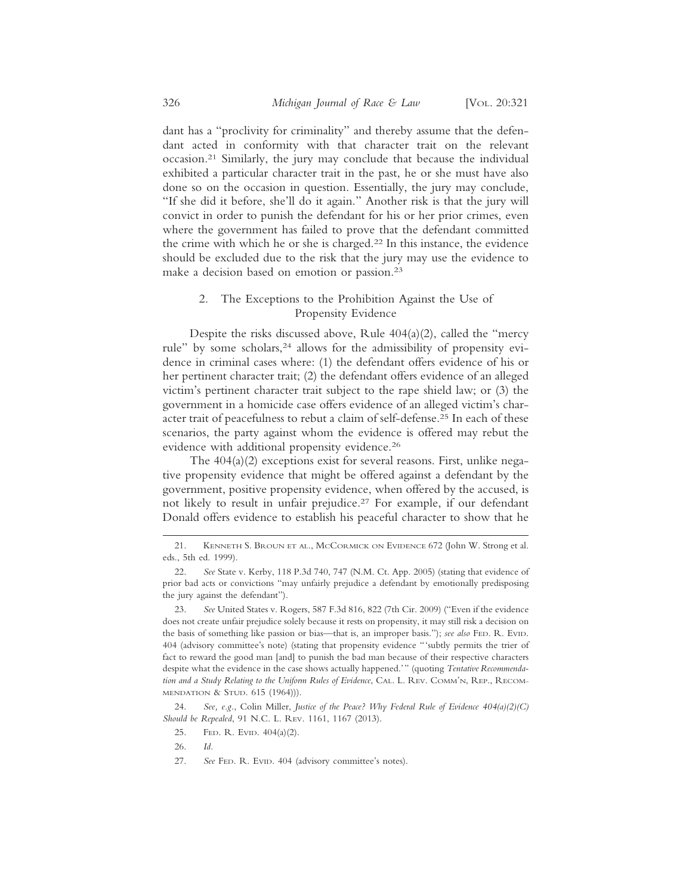dant has a "proclivity for criminality" and thereby assume that the defendant acted in conformity with that character trait on the relevant occasion.[21] Similarly, the jury may conclude that because the individual exhibited a particular character trait in the past, he or she must have also done so on the occasion in question. Essentially, the jury may conclude, "If she did it before, she'll do it again." Another risk is that the jury will convict in order to punish the defendant for his or her prior crimes, even where the government has failed to prove that the defendant committed the crime with which he or she is charged.[22] In this instance, the evidence should be excluded due to the risk that the jury may use the evidence to make a decision based on emotion or passion.[23]

### 2. The Exceptions to the Prohibition Against the Use of Propensity Evidence

Despite the risks discussed above, Rule 404(a)(2), called the "mercy rule" by some scholars,[24] allows for the admissibility of propensity evidence in criminal cases where: (1) the defendant offers evidence of his or her pertinent character trait; (2) the defendant offers evidence of an alleged victim's pertinent character trait subject to the rape shield law; or (3) the government in a homicide case offers evidence of an alleged victim's character trait of peacefulness to rebut a claim of self-defense.[25] In each of these scenarios, the party against whom the evidence is offered may rebut the evidence with additional propensity evidence.[26]

The 404(a)(2) exceptions exist for several reasons. First, unlike negative propensity evidence that might be offered against a defendant by the government, positive propensity evidence, when offered by the accused, is not likely to result in unfair prejudice.[27] For example, if our defendant Donald offers evidence to establish his peaceful character to show that he

---

21. Kenneth S. Broun et al., McCormick on Evidence 672 (John W. Strong et al. eds., 5th ed. 1999).

22. *See* State v. Kerby, 118 P.3d 740, 747 (N.M. Ct. App. 2005) (stating that evidence of prior bad acts or convictions "may unfairly prejudice a defendant by emotionally predisposing the jury against the defendant").

23. *See* United States v. Rogers, 587 F.3d 816, 822 (7th Cir. 2009) ("Even if the evidence does not create unfair prejudice solely because it rests on propensity, it may still risk a decision on the basis of something like passion or bias—that is, an improper basis."); *see also* Fed. R. Evid. 404 (advisory committee's note) (stating that propensity evidence "'subtly permits the trier of fact to reward the good man [and] to punish the bad man because of their respective characters despite what the evidence in the case shows actually happened.'" (quoting *Tentative Recommendation and a Study Relating to the Uniform Rules of Evidence*, Cal. L. Rev. Comm'n, Rep., Recommendation & Stud. 615 (1964))).

24. *See, e.g.*, Colin Miller, *Justice of the Peace? Why Federal Rule of Evidence 404(a)(2)(C) Should be Repealed*, 91 N.C. L. Rev. 1161, 1167 (2013).

25. Fed. R. Evid. 404(a)(2).

26. *Id.*

27. *See* Fed. R. Evid. 404 (advisory committee's notes).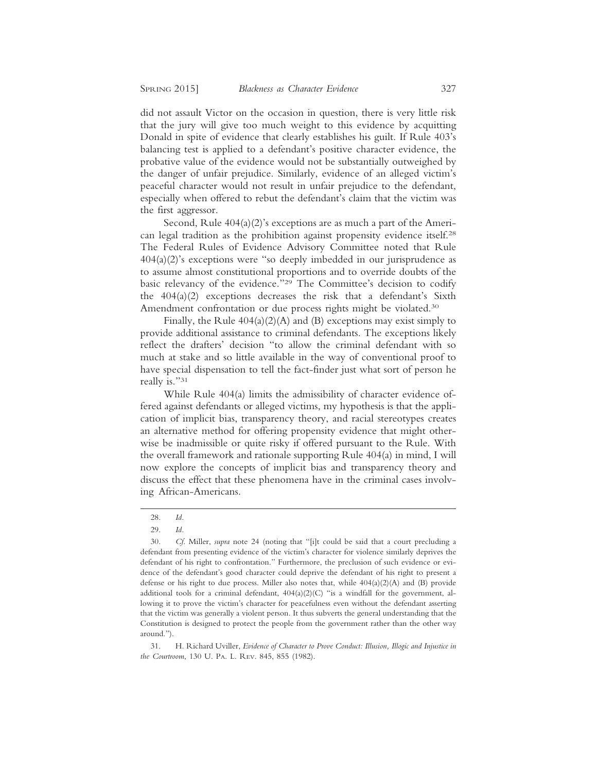did not assault Victor on the occasion in question, there is very little risk that the jury will give too much weight to this evidence by acquitting Donald in spite of evidence that clearly establishes his guilt. If Rule 403's balancing test is applied to a defendant's positive character evidence, the probative value of the evidence would not be substantially outweighed by the danger of unfair prejudice. Similarly, evidence of an alleged victim's peaceful character would not result in unfair prejudice to the defendant, especially when offered to rebut the defendant's claim that the victim was the first aggressor.

Second, Rule 404(a)(2)'s exceptions are as much a part of the American legal tradition as the prohibition against propensity evidence itself.[28] The Federal Rules of Evidence Advisory Committee noted that Rule 404(a)(2)'s exceptions were "so deeply imbedded in our jurisprudence as to assume almost constitutional proportions and to override doubts of the basic relevancy of the evidence."[29] The Committee's decision to codify the 404(a)(2) exceptions decreases the risk that a defendant's Sixth Amendment confrontation or due process rights might be violated.[30]

Finally, the Rule 404(a)(2)(A) and (B) exceptions may exist simply to provide additional assistance to criminal defendants. The exceptions likely reflect the drafters' decision "to allow the criminal defendant with so much at stake and so little available in the way of conventional proof to have special dispensation to tell the fact-finder just what sort of person he really is."[31]

While Rule 404(a) limits the admissibility of character evidence offered against defendants or alleged victims, my hypothesis is that the application of implicit bias, transparency theory, and racial stereotypes creates an alternative method for offering propensity evidence that might otherwise be inadmissible or quite risky if offered pursuant to the Rule. With the overall framework and rationale supporting Rule 404(a) in mind, I will now explore the concepts of implicit bias and transparency theory and discuss the effect that these phenomena have in the criminal cases involving African-Americans.

---

28. *Id.*

29. *Id.*

30. *Cf.* Miller, *supra* note 24 (noting that "[i]t could be said that a court precluding a defendant from presenting evidence of the victim's character for violence similarly deprives the defendant of his right to confrontation." Furthermore, the preclusion of such evidence or evidence of the defendant's good character could deprive the defendant of his right to present a defense or his right to due process. Miller also notes that, while 404(a)(2)(A) and (B) provide additional tools for a criminal defendant, 404(a)(2)(C) "is a windfall for the government, allowing it to prove the victim's character for peacefulness even without the defendant asserting that the victim was generally a violent person. It thus subverts the general understanding that the Constitution is designed to protect the people from the government rather than the other way around.").

31. H. Richard Uviller, *Evidence of Character to Prove Conduct: Illusion, Illogic and Injustice in the Courtroom*, 130 U. Pa. L. Rev. 845, 855 (1982).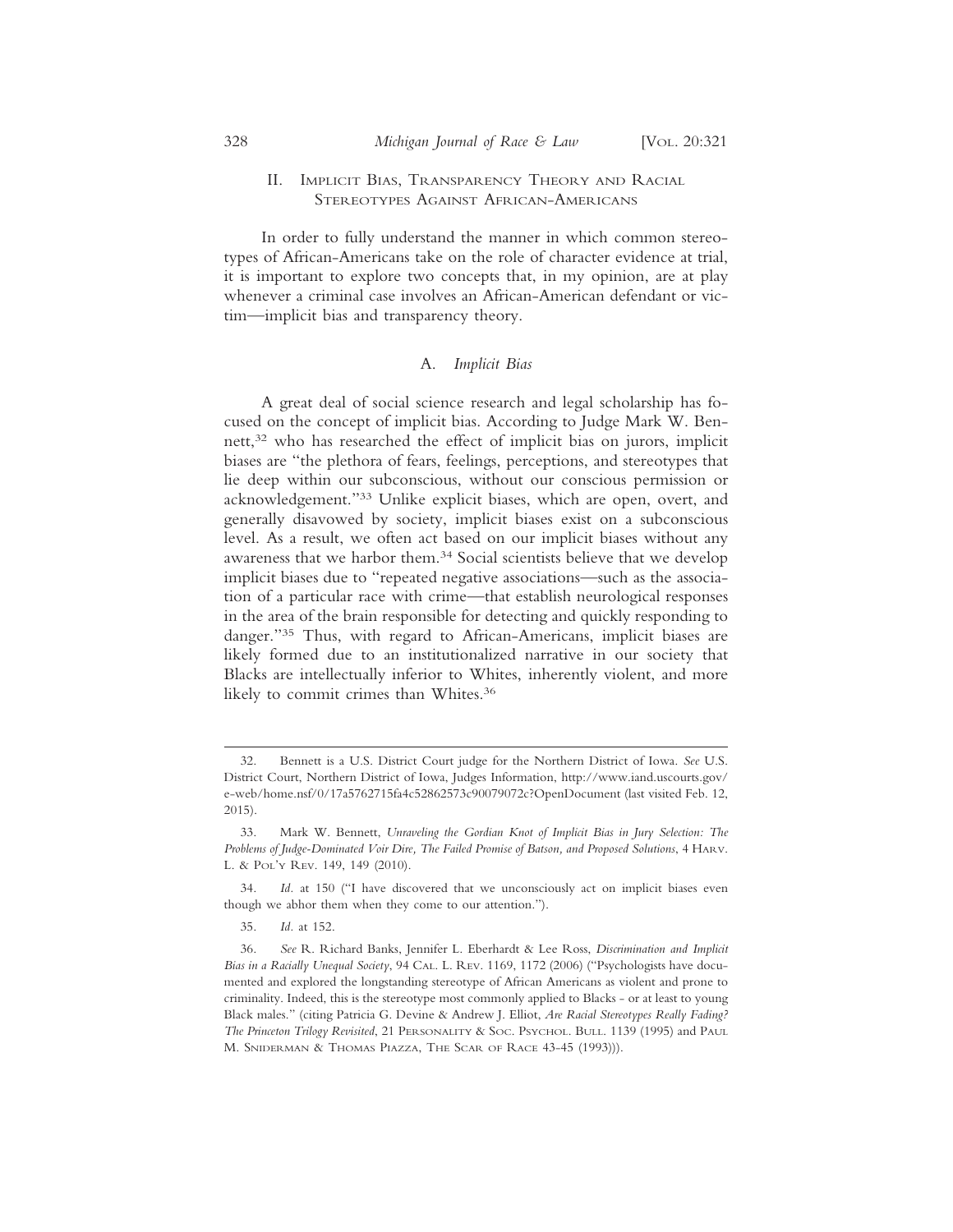## II. Implicit Bias, Transparency Theory and Racial Stereotypes Against African-Americans

In order to fully understand the manner in which common stereotypes of African-Americans take on the role of character evidence at trial, it is important to explore two concepts that, in my opinion, are at play whenever a criminal case involves an African-American defendant or victim—implicit bias and transparency theory.

### A. *Implicit Bias*

A great deal of social science research and legal scholarship has focused on the concept of implicit bias. According to Judge Mark W. Bennett,[32] who has researched the effect of implicit bias on jurors, implicit biases are "the plethora of fears, feelings, perceptions, and stereotypes that lie deep within our subconscious, without our conscious permission or acknowledgement."[33] Unlike explicit biases, which are open, overt, and generally disavowed by society, implicit biases exist on a subconscious level. As a result, we often act based on our implicit biases without any awareness that we harbor them.[34] Social scientists believe that we develop implicit biases due to "repeated negative associations—such as the association of a particular race with crime—that establish neurological responses in the area of the brain responsible for detecting and quickly responding to danger."[35] Thus, with regard to African-Americans, implicit biases are likely formed due to an institutionalized narrative in our society that Blacks are intellectually inferior to Whites, inherently violent, and more likely to commit crimes than Whites.[36]

---

32. Bennett is a U.S. District Court judge for the Northern District of Iowa. *See* U.S. District Court, Northern District of Iowa, Judges Information, http://www.iand.uscourts.gov/e-web/home.nsf/0/17a5762715fa4c52862573c90079072c?OpenDocument (last visited Feb. 12, 2015).

33. Mark W. Bennett, *Unraveling the Gordian Knot of Implicit Bias in Jury Selection: The Problems of Judge-Dominated Voir Dire, The Failed Promise of Batson, and Proposed Solutions*, 4 Harv. L. & Pol'y Rev. 149, 149 (2010).

34. *Id.* at 150 ("I have discovered that we unconsciously act on implicit biases even though we abhor them when they come to our attention.").

35. *Id.* at 152.

36. *See* R. Richard Banks, Jennifer L. Eberhardt & Lee Ross, *Discrimination and Implicit Bias in a Racially Unequal Society*, 94 Cal. L. Rev. 1169, 1172 (2006) ("Psychologists have documented and explored the longstanding stereotype of African Americans as violent and prone to criminality. Indeed, this is the stereotype most commonly applied to Blacks - or at least to young Black males." (citing Patricia G. Devine & Andrew J. Elliot, *Are Racial Stereotypes Really Fading? The Princeton Trilogy Revisited*, 21 Personality & Soc. Psychol. Bull. 1139 (1995) and Paul M. Sniderman & Thomas Piazza, The Scar of Race 43-45 (1993))).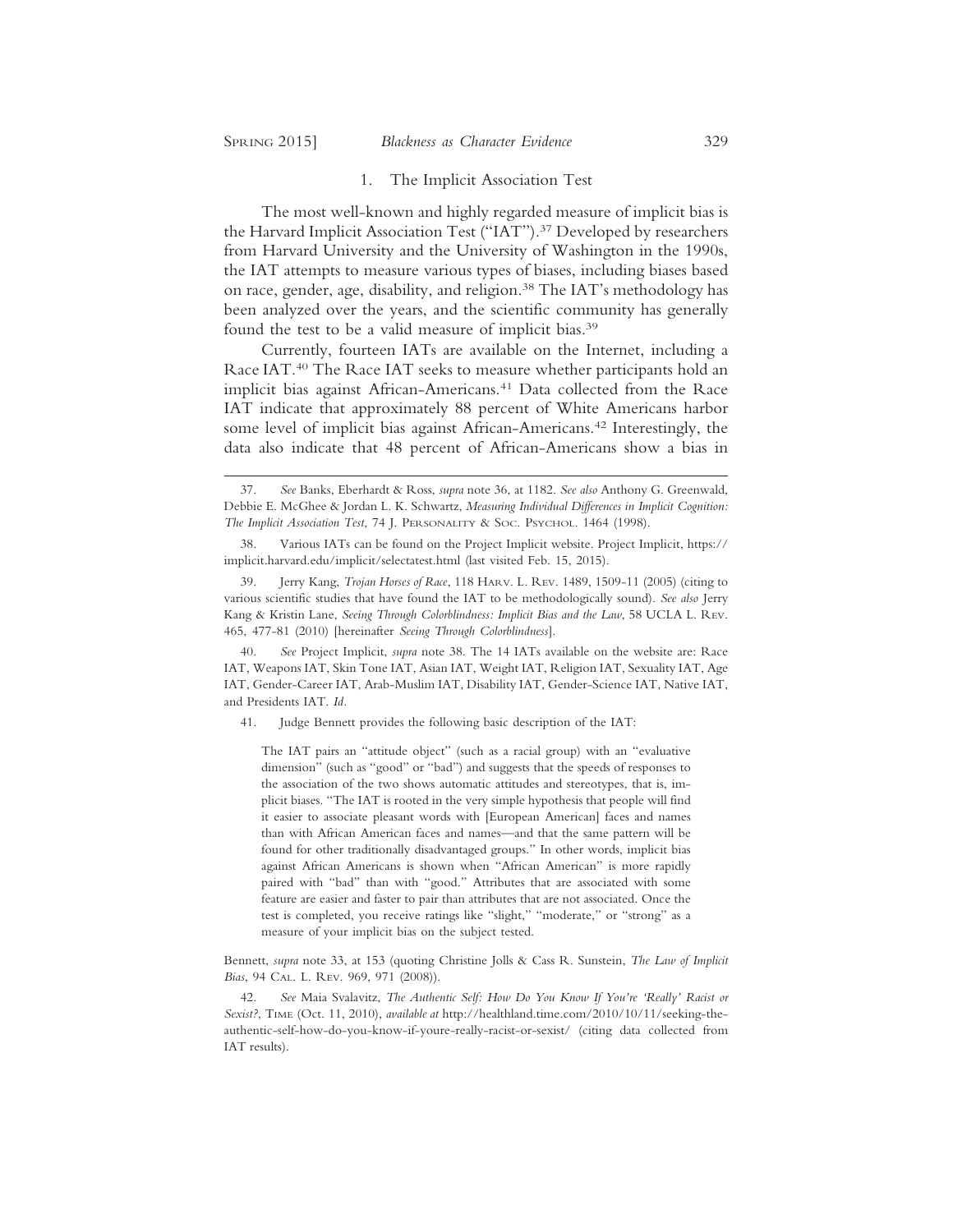### 1. The Implicit Association Test

The most well-known and highly regarded measure of implicit bias is the Harvard Implicit Association Test ("IAT").[37] Developed by researchers from Harvard University and the University of Washington in the 1990s, the IAT attempts to measure various types of biases, including biases based on race, gender, age, disability, and religion.[38] The IAT's methodology has been analyzed over the years, and the scientific community has generally found the test to be a valid measure of implicit bias.[39]

Currently, fourteen IATs are available on the Internet, including a Race IAT.[40] The Race IAT seeks to measure whether participants hold an implicit bias against African-Americans.[41] Data collected from the Race IAT indicate that approximately 88 percent of White Americans harbor some level of implicit bias against African-Americans.[42] Interestingly, the data also indicate that 48 percent of African-Americans show a bias in

---

37. *See* Banks, Eberhardt & Ross, *supra* note 36, at 1182. *See also* Anthony G. Greenwald, Debbie E. McGhee & Jordan L. K. Schwartz, *Measuring Individual Differences in Implicit Cognition: The Implicit Association Test*, 74 J. Personality & Soc. Psychol. 1464 (1998).

38. Various IATs can be found on the Project Implicit website. Project Implicit, https://implicit.harvard.edu/implicit/selectatest.html (last visited Feb. 15, 2015).

39. Jerry Kang, *Trojan Horses of Race*, 118 Harv. L. Rev. 1489, 1509-11 (2005) (citing to various scientific studies that have found the IAT to be methodologically sound). *See also* Jerry Kang & Kristin Lane, *Seeing Through Colorblindness: Implicit Bias and the Law*, 58 UCLA L. Rev. 465, 477-81 (2010) [hereinafter *Seeing Through Colorblindness*].

40. *See* Project Implicit, *supra* note 38. The 14 IATs available on the website are: Race IAT, Weapons IAT, Skin Tone IAT, Asian IAT, Weight IAT, Religion IAT, Sexuality IAT, Age IAT, Gender-Career IAT, Arab-Muslim IAT, Disability IAT, Gender-Science IAT, Native IAT, and Presidents IAT. *Id.*

41. Judge Bennett provides the following basic description of the IAT:

> The IAT pairs an "attitude object" (such as a racial group) with an "evaluative dimension" (such as "good" or "bad") and suggests that the speeds of responses to the association of the two shows automatic attitudes and stereotypes, that is, implicit biases. "The IAT is rooted in the very simple hypothesis that people will find it easier to associate pleasant words with [European American] faces and names than with African American faces and names—and that the same pattern will be found for other traditionally disadvantaged groups." In other words, implicit bias against African Americans is shown when "African American" is more rapidly paired with "bad" than with "good." Attributes that are associated with some feature are easier and faster to pair than attributes that are not associated. Once the test is completed, you receive ratings like "slight," "moderate," or "strong" as a measure of your implicit bias on the subject tested.

Bennett, *supra* note 33, at 153 (quoting Christine Jolls & Cass R. Sunstein, *The Law of Implicit Bias*, 94 Cal. L. Rev. 969, 971 (2008)).

42. *See* Maia Svalavitz, *The Authentic Self: How Do You Know If You're 'Really' Racist or Sexist?*, Time (Oct. 11, 2010), *available at* http://healthland.time.com/2010/10/11/seeking-the-authentic-self-how-do-you-know-if-youre-really-racist-or-sexist/ (citing data collected from IAT results).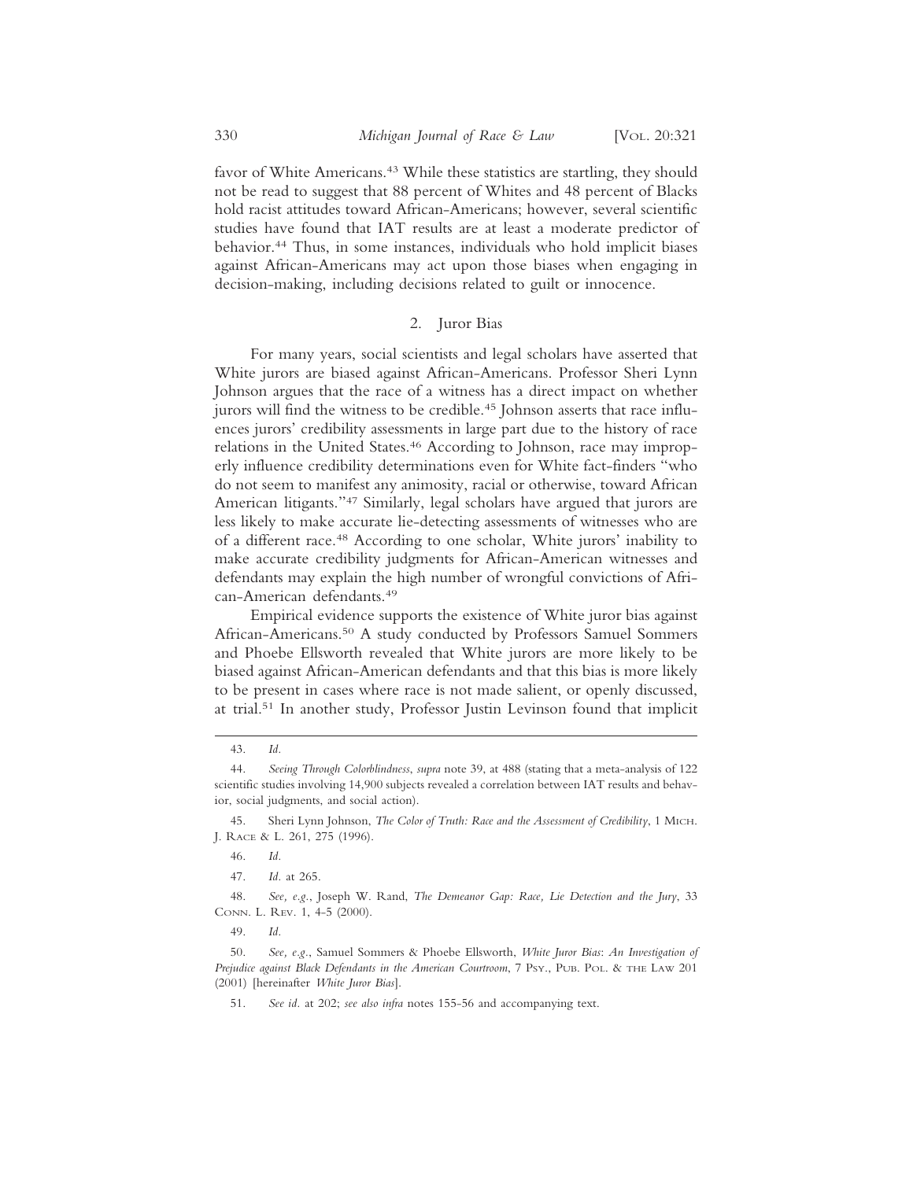favor of White Americans.[43] While these statistics are startling, they should not be read to suggest that 88 percent of Whites and 48 percent of Blacks hold racist attitudes toward African-Americans; however, several scientific studies have found that IAT results are at least a moderate predictor of behavior.[44] Thus, in some instances, individuals who hold implicit biases against African-Americans may act upon those biases when engaging in decision-making, including decisions related to guilt or innocence.

### 2. Juror Bias

For many years, social scientists and legal scholars have asserted that White jurors are biased against African-Americans. Professor Sheri Lynn Johnson argues that the race of a witness has a direct impact on whether jurors will find the witness to be credible.[45] Johnson asserts that race influences jurors' credibility assessments in large part due to the history of race relations in the United States.[46] According to Johnson, race may improperly influence credibility determinations even for White fact-finders "who do not seem to manifest any animosity, racial or otherwise, toward African American litigants."[47] Similarly, legal scholars have argued that jurors are less likely to make accurate lie-detecting assessments of witnesses who are of a different race.[48] According to one scholar, White jurors' inability to make accurate credibility judgments for African-American witnesses and defendants may explain the high number of wrongful convictions of African-American defendants.[49]

Empirical evidence supports the existence of White juror bias against African-Americans.[50] A study conducted by Professors Samuel Sommers and Phoebe Ellsworth revealed that White jurors are more likely to be biased against African-American defendants and that this bias is more likely to be present in cases where race is not made salient, or openly discussed, at trial.[51] In another study, Professor Justin Levinson found that implicit

---

43. *Id.*

44. *Seeing Through Colorblindness*, *supra* note 39, at 488 (stating that a meta-analysis of 122 scientific studies involving 14,900 subjects revealed a correlation between IAT results and behavior, social judgments, and social action).

45. Sheri Lynn Johnson, *The Color of Truth: Race and the Assessment of Credibility*, 1 MICH. J. RACE & L. 261, 275 (1996).

46. *Id.*

47. *Id.* at 265.

48. *See, e.g.*, Joseph W. Rand, *The Demeanor Gap: Race, Lie Detection and the Jury*, 33 CONN. L. REV. 1, 4-5 (2000).

49. *Id.*

50. *See, e.g.*, Samuel Sommers & Phoebe Ellsworth, *White Juror Bias: An Investigation of Prejudice against Black Defendants in the American Courtroom*, 7 PSY., PUB. POL. & THE LAW 201 (2001) [hereinafter *White Juror Bias*].

51. *See id.* at 202; *see also infra* notes 155-56 and accompanying text.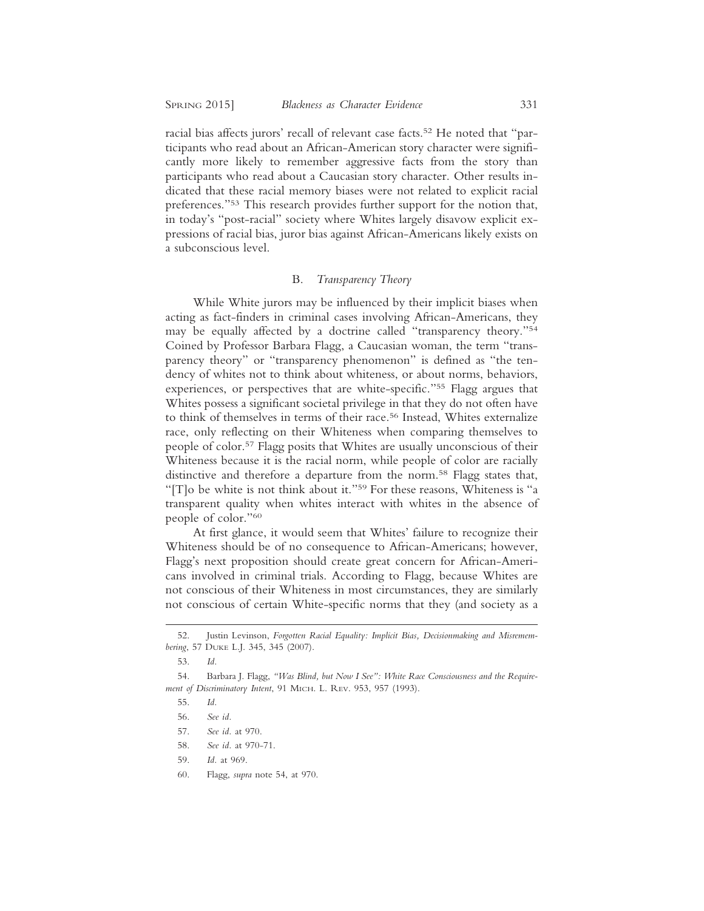racial bias affects jurors' recall of relevant case facts.[52] He noted that "participants who read about an African-American story character were significantly more likely to remember aggressive facts from the story than participants who read about a Caucasian story character. Other results indicated that these racial memory biases were not related to explicit racial preferences."[53] This research provides further support for the notion that, in today's "post-racial" society where Whites largely disavow explicit expressions of racial bias, juror bias against African-Americans likely exists on a subconscious level.

### B. *Transparency Theory*

While White jurors may be influenced by their implicit biases when acting as fact-finders in criminal cases involving African-Americans, they may be equally affected by a doctrine called "transparency theory."[54] Coined by Professor Barbara Flagg, a Caucasian woman, the term "transparency theory" or "transparency phenomenon" is defined as "the tendency of whites not to think about whiteness, or about norms, behaviors, experiences, or perspectives that are white-specific."[55] Flagg argues that Whites possess a significant societal privilege in that they do not often have to think of themselves in terms of their race.[56] Instead, Whites externalize race, only reflecting on their Whiteness when comparing themselves to people of color.[57] Flagg posits that Whites are usually unconscious of their Whiteness because it is the racial norm, while people of color are racially distinctive and therefore a departure from the norm.[58] Flagg states that, "[T]o be white is not think about it."[59] For these reasons, Whiteness is "a transparent quality when whites interact with whites in the absence of people of color."[60]

At first glance, it would seem that Whites' failure to recognize their Whiteness should be of no consequence to African-Americans; however, Flagg's next proposition should create great concern for African-Americans involved in criminal trials. According to Flagg, because Whites are not conscious of their Whiteness in most circumstances, they are similarly not conscious of certain White-specific norms that they (and society as a

---

52. Justin Levinson, *Forgotten Racial Equality: Implicit Bias, Decisionmaking and Misremembering*, 57 Duke L.J. 345, 345 (2007).

53. *Id.*

54. Barbara J. Flagg, *"Was Blind, but Now I See": White Race Consciousness and the Requirement of Discriminatory Intent*, 91 Mich. L. Rev. 953, 957 (1993).

55. *Id.*

56. *See id.*

57. *See id.* at 970.

58. *See id.* at 970-71.

59. *Id.* at 969.

60. Flagg, *supra* note 54, at 970.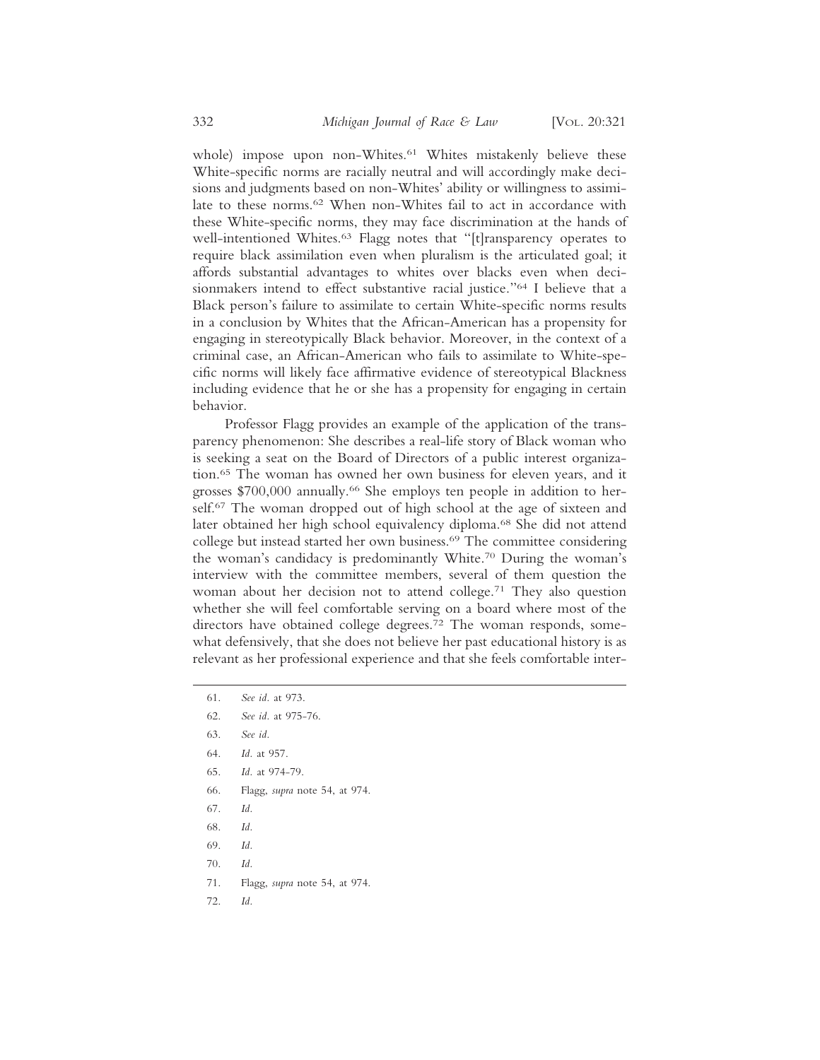whole) impose upon non-Whites.[61] Whites mistakenly believe these White-specific norms are racially neutral and will accordingly make decisions and judgments based on non-Whites' ability or willingness to assimilate to these norms.[62] When non-Whites fail to act in accordance with these White-specific norms, they may face discrimination at the hands of well-intentioned Whites.[63] Flagg notes that "[t]ransparency operates to require black assimilation even when pluralism is the articulated goal; it affords substantial advantages to whites over blacks even when decisionmakers intend to effect substantive racial justice."[64] I believe that a Black person's failure to assimilate to certain White-specific norms results in a conclusion by Whites that the African-American has a propensity for engaging in stereotypically Black behavior. Moreover, in the context of a criminal case, an African-American who fails to assimilate to White-specific norms will likely face affirmative evidence of stereotypical Blackness including evidence that he or she has a propensity for engaging in certain behavior.

Professor Flagg provides an example of the application of the transparency phenomenon: She describes a real-life story of Black woman who is seeking a seat on the Board of Directors of a public interest organization.[65] The woman has owned her own business for eleven years, and it grosses $700,000 annually.[66] She employs ten people in addition to herself.[67] The woman dropped out of high school at the age of sixteen and later obtained her high school equivalency diploma.[68] She did not attend college but instead started her own business.[69] The committee considering the woman's candidacy is predominantly White.[70] During the woman's interview with the committee members, several of them question the woman about her decision not to attend college.[71] They also question whether she will feel comfortable serving on a board where most of the directors have obtained college degrees.[72] The woman responds, somewhat defensively, that she does not believe her past educational history is as relevant as her professional experience and that she feels comfortable inter-

61. *See id.* at 973.
62. *See id.* at 975-76.
63. *See id.*
64. *Id.* at 957.
65. *Id.* at 974-79.
66. Flagg, *supra* note 54, at 974.
67. *Id.*
68. *Id.*
69. *Id.*
70. *Id.*
71. Flagg, *supra* note 54, at 974.
72. *Id.*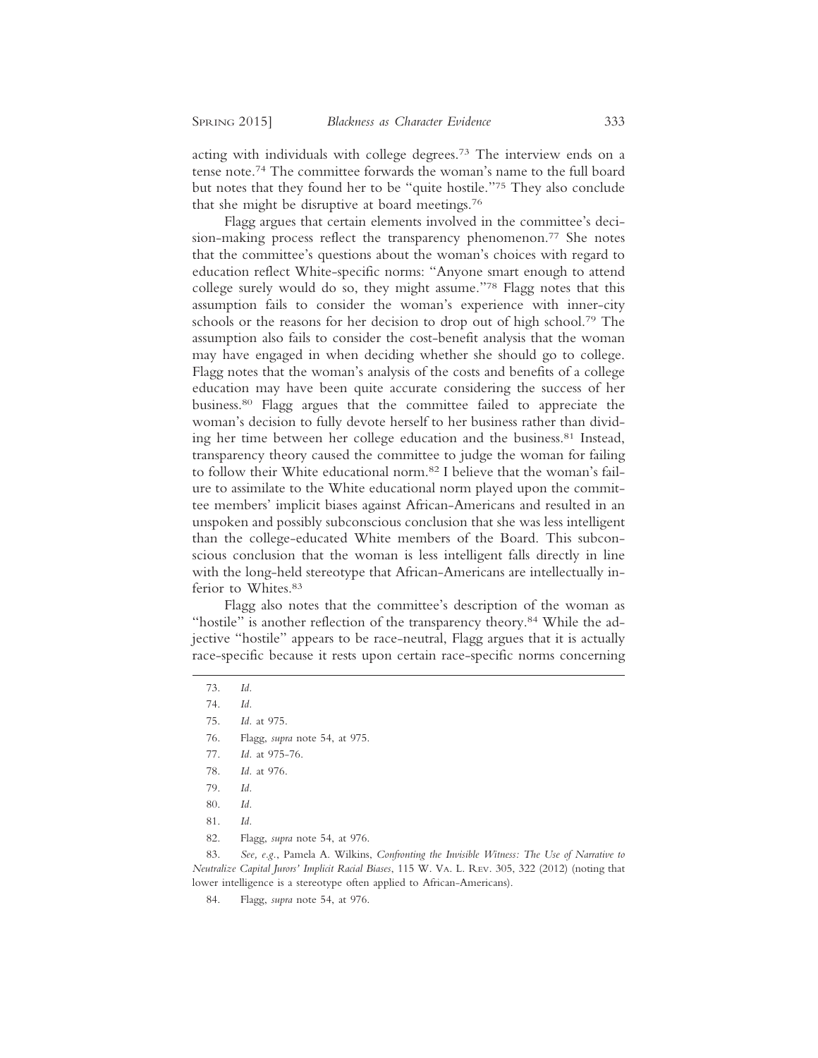acting with individuals with college degrees.[73] The interview ends on a tense note.[74] The committee forwards the woman's name to the full board but notes that they found her to be "quite hostile."[75] They also conclude that she might be disruptive at board meetings.[76]

Flagg argues that certain elements involved in the committee's decision-making process reflect the transparency phenomenon.[77] She notes that the committee's questions about the woman's choices with regard to education reflect White-specific norms: "Anyone smart enough to attend college surely would do so, they might assume."[78] Flagg notes that this assumption fails to consider the woman's experience with inner-city schools or the reasons for her decision to drop out of high school.[79] The assumption also fails to consider the cost-benefit analysis that the woman may have engaged in when deciding whether she should go to college. Flagg notes that the woman's analysis of the costs and benefits of a college education may have been quite accurate considering the success of her business.[80] Flagg argues that the committee failed to appreciate the woman's decision to fully devote herself to her business rather than dividing her time between her college education and the business.[81] Instead, transparency theory caused the committee to judge the woman for failing to follow their White educational norm.[82] I believe that the woman's failure to assimilate to the White educational norm played upon the committee members' implicit biases against African-Americans and resulted in an unspoken and possibly subconscious conclusion that she was less intelligent than the college-educated White members of the Board. This subconscious conclusion that the woman is less intelligent falls directly in line with the long-held stereotype that African-Americans are intellectually inferior to Whites.[83]

Flagg also notes that the committee's description of the woman as "hostile" is another reflection of the transparency theory.[84] While the adjective "hostile" appears to be race-neutral, Flagg argues that it is actually race-specific because it rests upon certain race-specific norms concerning

---

73. *Id.*

74. *Id.*

75. *Id.* at 975.

76. Flagg, *supra* note 54, at 975.

77. *Id.* at 975-76.

78. *Id.* at 976.

79. *Id.*

80. *Id.*

81. *Id.*

82. Flagg, *supra* note 54, at 976.

83. *See, e.g.*, Pamela A. Wilkins, *Confronting the Invisible Witness: The Use of Narrative to Neutralize Capital Jurors' Implicit Racial Biases*, 115 W. VA. L. REV. 305, 322 (2012) (noting that lower intelligence is a stereotype often applied to African-Americans).

84. Flagg, *supra* note 54, at 976.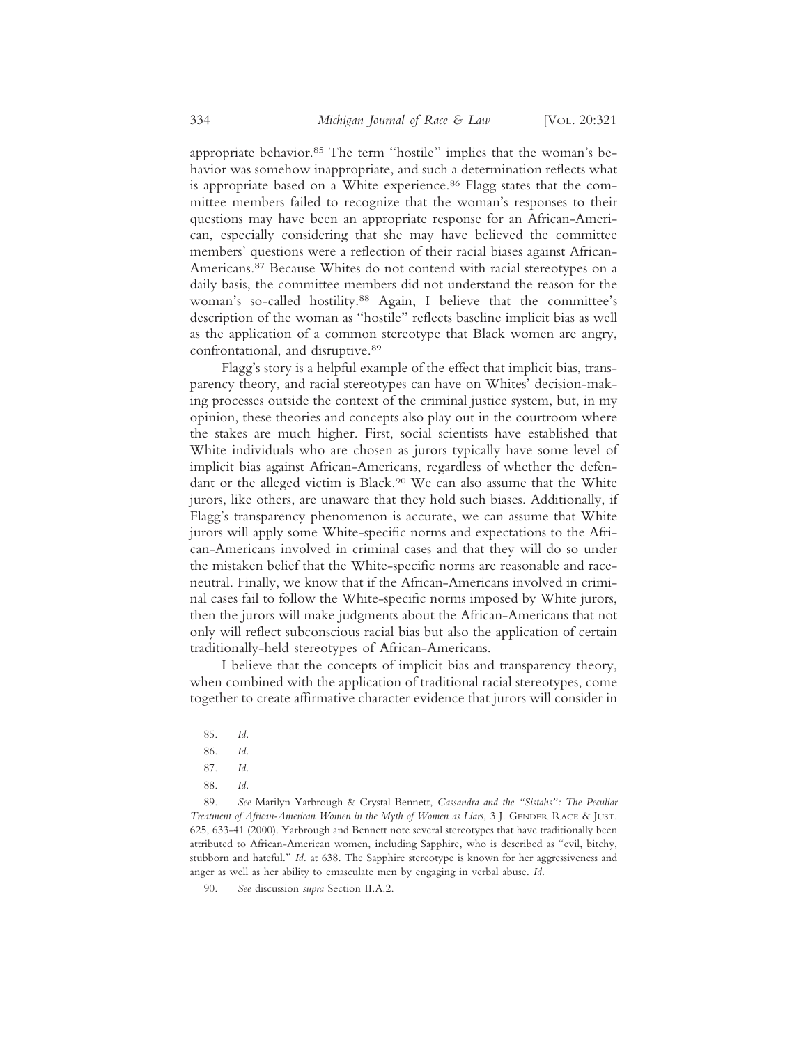appropriate behavior.[85] The term "hostile" implies that the woman's behavior was somehow inappropriate, and such a determination reflects what is appropriate based on a White experience.[86] Flagg states that the committee members failed to recognize that the woman's responses to their questions may have been an appropriate response for an African-American, especially considering that she may have believed the committee members' questions were a reflection of their racial biases against African-Americans.[87] Because Whites do not contend with racial stereotypes on a daily basis, the committee members did not understand the reason for the woman's so-called hostility.[88] Again, I believe that the committee's description of the woman as "hostile" reflects baseline implicit bias as well as the application of a common stereotype that Black women are angry, confrontational, and disruptive.[89]

Flagg's story is a helpful example of the effect that implicit bias, transparency theory, and racial stereotypes can have on Whites' decision-making processes outside the context of the criminal justice system, but, in my opinion, these theories and concepts also play out in the courtroom where the stakes are much higher. First, social scientists have established that White individuals who are chosen as jurors typically have some level of implicit bias against African-Americans, regardless of whether the defendant or the alleged victim is Black.[90] We can also assume that the White jurors, like others, are unaware that they hold such biases. Additionally, if Flagg's transparency phenomenon is accurate, we can assume that White jurors will apply some White-specific norms and expectations to the African-Americans involved in criminal cases and that they will do so under the mistaken belief that the White-specific norms are reasonable and race-neutral. Finally, we know that if the African-Americans involved in criminal cases fail to follow the White-specific norms imposed by White jurors, then the jurors will make judgments about the African-Americans that not only will reflect subconscious racial bias but also the application of certain traditionally-held stereotypes of African-Americans.

I believe that the concepts of implicit bias and transparency theory, when combined with the application of traditional racial stereotypes, come together to create affirmative character evidence that jurors will consider in

---

85. *Id.*

86. *Id.*

87. *Id.*

88. *Id.*

89. *See* Marilyn Yarbrough & Crystal Bennett, *Cassandra and the "Sistahs": The Peculiar Treatment of African-American Women in the Myth of Women as Liars*, 3 J. GENDER RACE & JUST. 625, 633-41 (2000). Yarbrough and Bennett note several stereotypes that have traditionally been attributed to African-American women, including Sapphire, who is described as "evil, bitchy, stubborn and hateful." *Id.* at 638. The Sapphire stereotype is known for her aggressiveness and anger as well as her ability to emasculate men by engaging in verbal abuse. *Id.*

90. *See* discussion *supra* Section II.A.2.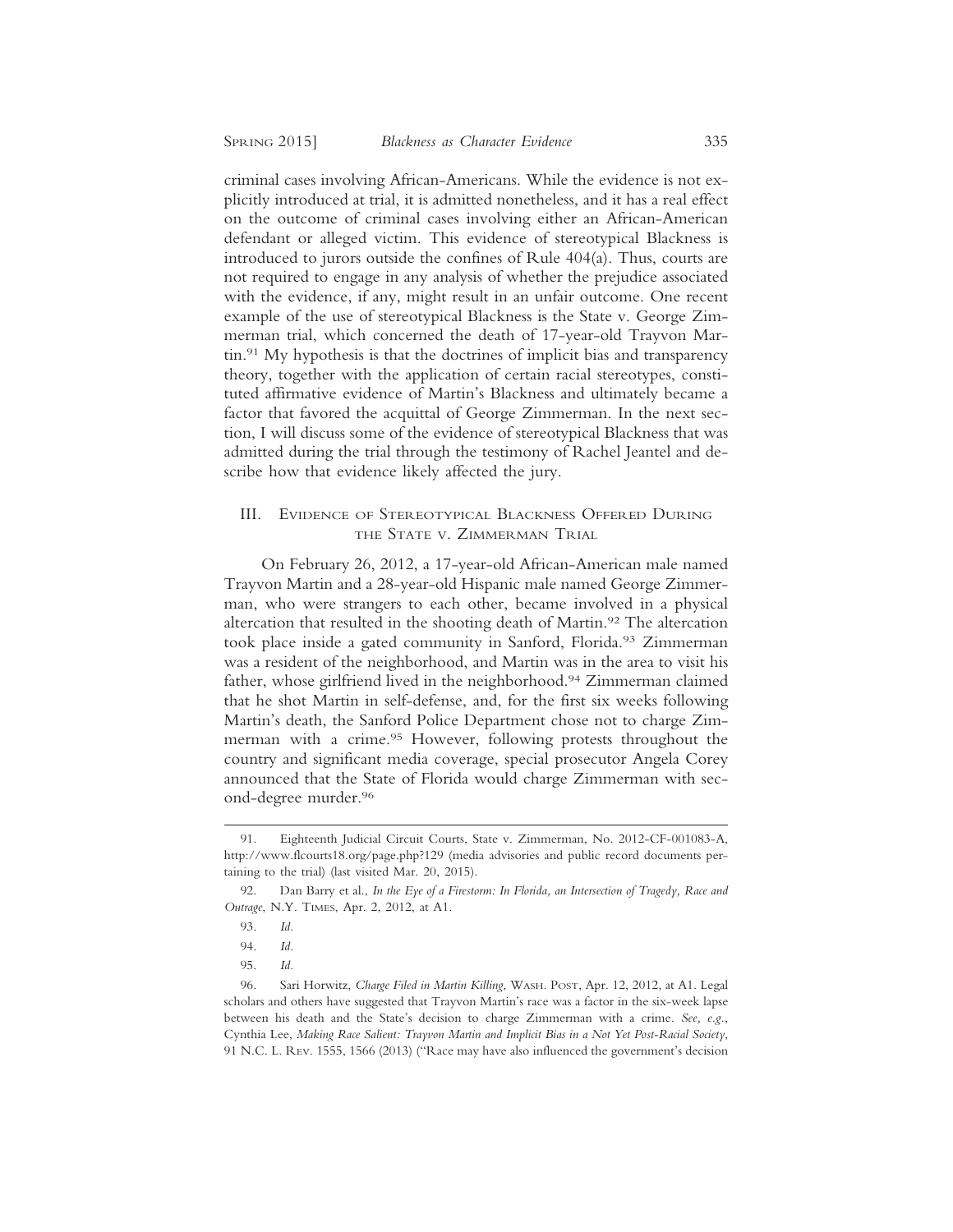criminal cases involving African-Americans. While the evidence is not explicitly introduced at trial, it is admitted nonetheless, and it has a real effect on the outcome of criminal cases involving either an African-American defendant or alleged victim. This evidence of stereotypical Blackness is introduced to jurors outside the confines of Rule 404(a). Thus, courts are not required to engage in any analysis of whether the prejudice associated with the evidence, if any, might result in an unfair outcome. One recent example of the use of stereotypical Blackness is the State v. George Zimmerman trial, which concerned the death of 17-year-old Trayvon Martin.[91] My hypothesis is that the doctrines of implicit bias and transparency theory, together with the application of certain racial stereotypes, constituted affirmative evidence of Martin's Blackness and ultimately became a factor that favored the acquittal of George Zimmerman. In the next section, I will discuss some of the evidence of stereotypical Blackness that was admitted during the trial through the testimony of Rachel Jeantel and describe how that evidence likely affected the jury.

## III. Evidence of Stereotypical Blackness Offered During the State v. Zimmerman Trial

On February 26, 2012, a 17-year-old African-American male named Trayvon Martin and a 28-year-old Hispanic male named George Zimmerman, who were strangers to each other, became involved in a physical altercation that resulted in the shooting death of Martin.[92] The altercation took place inside a gated community in Sanford, Florida.[93] Zimmerman was a resident of the neighborhood, and Martin was in the area to visit his father, whose girlfriend lived in the neighborhood.[94] Zimmerman claimed that he shot Martin in self-defense, and, for the first six weeks following Martin's death, the Sanford Police Department chose not to charge Zimmerman with a crime.[95] However, following protests throughout the country and significant media coverage, special prosecutor Angela Corey announced that the State of Florida would charge Zimmerman with second-degree murder.[96]

---

91. Eighteenth Judicial Circuit Courts, State v. Zimmerman, No. 2012-CF-001083-A, http://www.flcourts18.org/page.php?129 (media advisories and public record documents pertaining to the trial) (last visited Mar. 20, 2015).

92. Dan Barry et al., *In the Eye of a Firestorm: In Florida, an Intersection of Tragedy, Race and Outrage*, N.Y. Times, Apr. 2, 2012, at A1.

93. *Id.*

94. *Id.*

95. *Id.*

96. Sari Horwitz, *Charge Filed in Martin Killing*, Wash. Post, Apr. 12, 2012, at A1. Legal scholars and others have suggested that Trayvon Martin's race was a factor in the six-week lapse between his death and the State's decision to charge Zimmerman with a crime. *See, e.g.*, Cynthia Lee, *Making Race Salient: Trayvon Martin and Implicit Bias in a Not Yet Post-Racial Society*, 91 N.C. L. Rev. 1555, 1566 (2013) ("Race may have also influenced the government's decision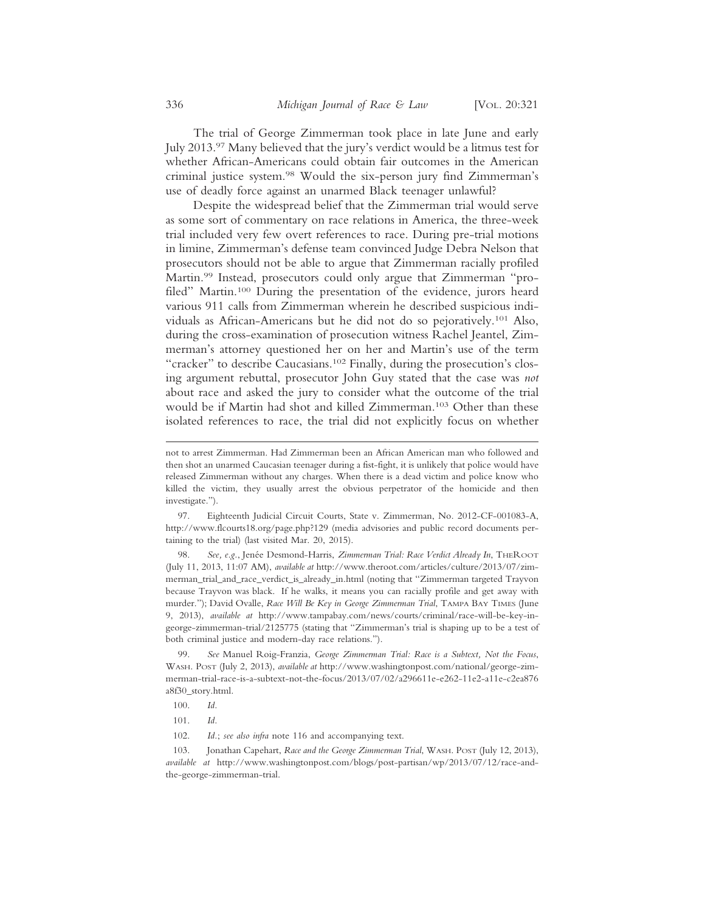The trial of George Zimmerman took place in late June and early July 2013.[97] Many believed that the jury's verdict would be a litmus test for whether African-Americans could obtain fair outcomes in the American criminal justice system.[98] Would the six-person jury find Zimmerman's use of deadly force against an unarmed Black teenager unlawful?

Despite the widespread belief that the Zimmerman trial would serve as some sort of commentary on race relations in America, the three-week trial included very few overt references to race. During pre-trial motions in limine, Zimmerman's defense team convinced Judge Debra Nelson that prosecutors should not be able to argue that Zimmerman racially profiled Martin.[99] Instead, prosecutors could only argue that Zimmerman "profiled" Martin.[100] During the presentation of the evidence, jurors heard various 911 calls from Zimmerman wherein he described suspicious individuals as African-Americans but he did not do so pejoratively.[101] Also, during the cross-examination of prosecution witness Rachel Jeantel, Zimmerman's attorney questioned her on her and Martin's use of the term "cracker" to describe Caucasians.[102] Finally, during the prosecution's closing argument rebuttal, prosecutor John Guy stated that the case was *not* about race and asked the jury to consider what the outcome of the trial would be if Martin had shot and killed Zimmerman.[103] Other than these isolated references to race, the trial did not explicitly focus on whether

---

not to arrest Zimmerman. Had Zimmerman been an African American man who followed and then shot an unarmed Caucasian teenager during a fist-fight, it is unlikely that police would have released Zimmerman without any charges. When there is a dead victim and police know who killed the victim, they usually arrest the obvious perpetrator of the homicide and then investigate.").

97. Eighteenth Judicial Circuit Courts, State v. Zimmerman, No. 2012-CF-001083-A, http://www.flcourts18.org/page.php?129 (media advisories and public record documents pertaining to the trial) (last visited Mar. 20, 2015).

98. *See, e.g.*, Jenée Desmond-Harris, *Zimmerman Trial: Race Verdict Already In*, THEROOT (July 11, 2013, 11:07 AM), *available at* http://www.theroot.com/articles/culture/2013/07/zimmerman_trial_and_race_verdict_is_already_in.html (noting that "Zimmerman targeted Trayvon because Trayvon was black. If he walks, it means you can racially profile and get away with murder."); David Ovalle, *Race Will Be Key in George Zimmerman Trial*, TAMPA BAY TIMES (June 9, 2013), *available at* http://www.tampabay.com/news/courts/criminal/race-will-be-key-in-george-zimmerman-trial/2125775 (stating that "Zimmerman's trial is shaping up to be a test of both criminal justice and modern-day race relations.").

99. *See* Manuel Roig-Franzia, *George Zimmerman Trial: Race is a Subtext, Not the Focus*, WASH. POST (July 2, 2013), *available at* http://www.washingtonpost.com/national/george-zimmerman-trial-race-is-a-subtext-not-the-focus/2013/07/02/a296611e-e262-11e2-a11e-c2ea876a8f30_story.html.

100. *Id.*

101. *Id.*

102. *Id.*; *see also infra* note 116 and accompanying text.

103. Jonathan Capehart, *Race and the George Zimmerman Trial*, WASH. POST (July 12, 2013), *available at* http://www.washingtonpost.com/blogs/post-partisan/wp/2013/07/12/race-and-the-george-zimmerman-trial.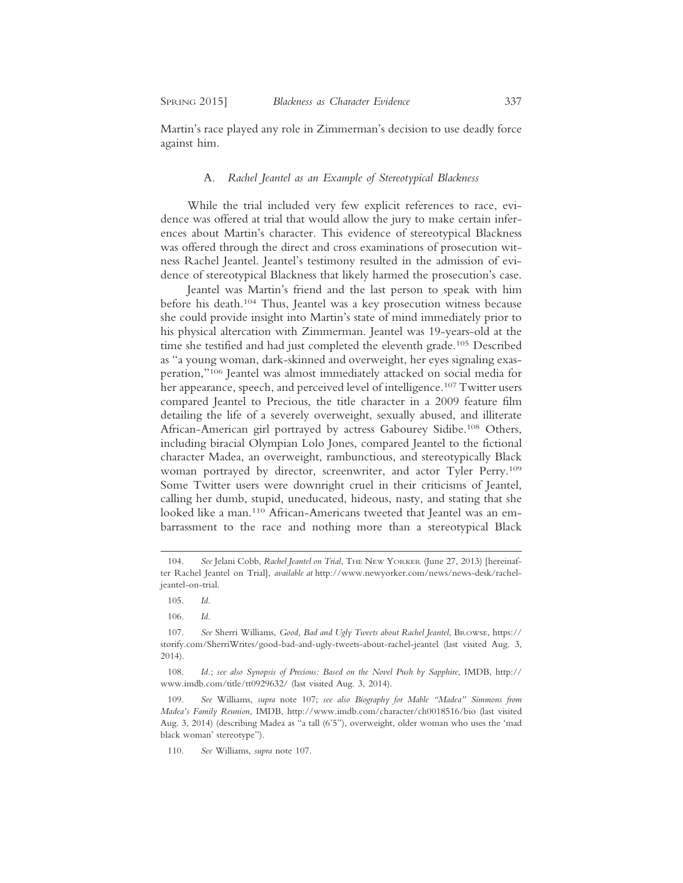Martin's race played any role in Zimmerman's decision to use deadly force against him.

### A. *Rachel Jeantel as an Example of Stereotypical Blackness*

While the trial included very few explicit references to race, evidence was offered at trial that would allow the jury to make certain inferences about Martin's character. This evidence of stereotypical Blackness was offered through the direct and cross examinations of prosecution witness Rachel Jeantel. Jeantel's testimony resulted in the admission of evidence of stereotypical Blackness that likely harmed the prosecution's case.

Jeantel was Martin's friend and the last person to speak with him before his death.[104] Thus, Jeantel was a key prosecution witness because she could provide insight into Martin's state of mind immediately prior to his physical altercation with Zimmerman. Jeantel was 19-years-old at the time she testified and had just completed the eleventh grade.[105] Described as "a young woman, dark-skinned and overweight, her eyes signaling exasperation,"[106] Jeantel was almost immediately attacked on social media for her appearance, speech, and perceived level of intelligence.[107] Twitter users compared Jeantel to Precious, the title character in a 2009 feature film detailing the life of a severely overweight, sexually abused, and illiterate African-American girl portrayed by actress Gabourey Sidibe.[108] Others, including biracial Olympian Lolo Jones, compared Jeantel to the fictional character Madea, an overweight, rambunctious, and stereotypically Black woman portrayed by director, screenwriter, and actor Tyler Perry.[109] Some Twitter users were downright cruel in their criticisms of Jeantel, calling her dumb, stupid, uneducated, hideous, nasty, and stating that she looked like a man.[110] African-Americans tweeted that Jeantel was an embarrassment to the race and nothing more than a stereotypical Black

---

104. *See* Jelani Cobb, *Rachel Jeantel on Trial*, THE NEW YORKER (June 27, 2013) [hereinafter Rachel Jeantel on Trial], *available at* http://www.newyorker.com/news/news-desk/rachel-jeantel-on-trial.

105. *Id.*

106. *Id.*

107. *See* Sherri Williams, *Good, Bad and Ugly Tweets about Rachel Jeantel*, BROWSE, https://storify.com/SherriWrites/good-bad-and-ugly-tweets-about-rachel-jeantel (last visited Aug. 3, 2014).

108. *Id.*; *see also Synopsis of Precious: Based on the Novel Push by Sapphire*, IMDB, http://www.imdb.com/title/tt0929632/ (last visited Aug. 3, 2014).

109. *See* Williams, *supra* note 107; *see also Biography for Mable "Madea" Simmons from Madea's Family Reunion*, IMDB, http://www.imdb.com/character/ch0018516/bio (last visited Aug. 3, 2014) (describing Madea as "a tall (6'5"), overweight, older woman who uses the 'mad black woman' stereotype").

110. *See* Williams, *supra* note 107.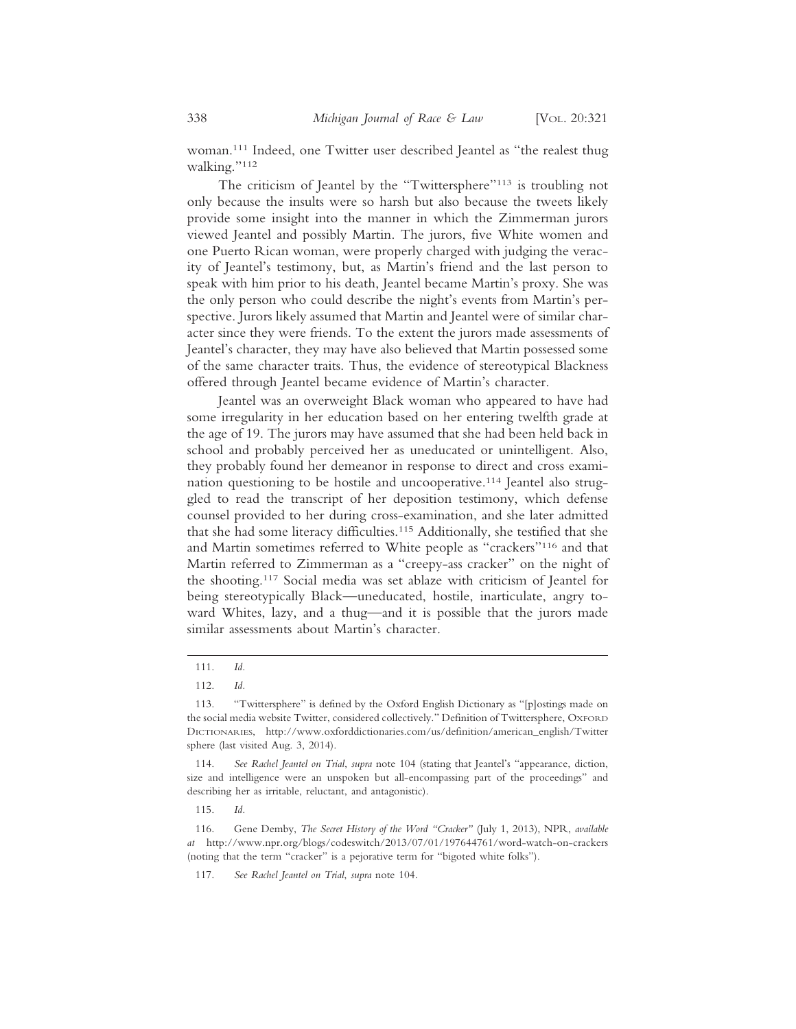woman.[111] Indeed, one Twitter user described Jeantel as "the realest thug walking."[112]

The criticism of Jeantel by the "Twittersphere"[113] is troubling not only because the insults were so harsh but also because the tweets likely provide some insight into the manner in which the Zimmerman jurors viewed Jeantel and possibly Martin. The jurors, five White women and one Puerto Rican woman, were properly charged with judging the veracity of Jeantel's testimony, but, as Martin's friend and the last person to speak with him prior to his death, Jeantel became Martin's proxy. She was the only person who could describe the night's events from Martin's perspective. Jurors likely assumed that Martin and Jeantel were of similar character since they were friends. To the extent the jurors made assessments of Jeantel's character, they may have also believed that Martin possessed some of the same character traits. Thus, the evidence of stereotypical Blackness offered through Jeantel became evidence of Martin's character.

Jeantel was an overweight Black woman who appeared to have had some irregularity in her education based on her entering twelfth grade at the age of 19. The jurors may have assumed that she had been held back in school and probably perceived her as uneducated or unintelligent. Also, they probably found her demeanor in response to direct and cross examination questioning to be hostile and uncooperative.[114] Jeantel also struggled to read the transcript of her deposition testimony, which defense counsel provided to her during cross-examination, and she later admitted that she had some literacy difficulties.[115] Additionally, she testified that she and Martin sometimes referred to White people as "crackers"[116] and that Martin referred to Zimmerman as a "creepy-ass cracker" on the night of the shooting.[117] Social media was set ablaze with criticism of Jeantel for being stereotypically Black—uneducated, hostile, inarticulate, angry toward Whites, lazy, and a thug—and it is possible that the jurors made similar assessments about Martin's character.

---

111. *Id.*

112. *Id.*

113. "Twittersphere" is defined by the Oxford English Dictionary as "[p]ostings made on the social media website Twitter, considered collectively." Definition of Twittersphere, Oxford Dictionaries, http://www.oxforddictionaries.com/us/definition/american_english/Twitter sphere (last visited Aug. 3, 2014).

114. *See Rachel Jeantel on Trial*, *supra* note 104 (stating that Jeantel's "appearance, diction, size and intelligence were an unspoken but all-encompassing part of the proceedings" and describing her as irritable, reluctant, and antagonistic).

115. *Id.*

116. Gene Demby, *The Secret History of the Word "Cracker"* (July 1, 2013), NPR, *available at* http://www.npr.org/blogs/codeswitch/2013/07/01/197644761/word-watch-on-crackers (noting that the term "cracker" is a pejorative term for "bigoted white folks").

117. *See Rachel Jeantel on Trial*, *supra* note 104.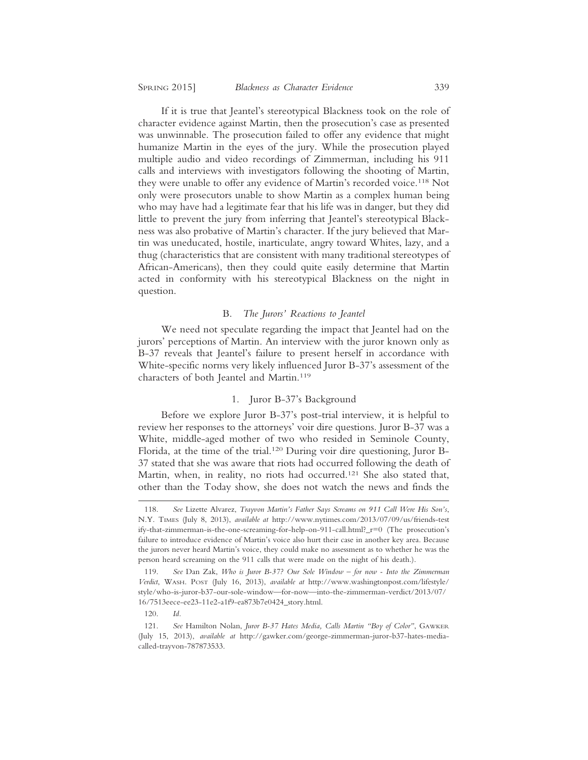If it is true that Jeantel's stereotypical Blackness took on the role of character evidence against Martin, then the prosecution's case as presented was unwinnable. The prosecution failed to offer any evidence that might humanize Martin in the eyes of the jury. While the prosecution played multiple audio and video recordings of Zimmerman, including his 911 calls and interviews with investigators following the shooting of Martin, they were unable to offer any evidence of Martin's recorded voice.[118] Not only were prosecutors unable to show Martin as a complex human being who may have had a legitimate fear that his life was in danger, but they did little to prevent the jury from inferring that Jeantel's stereotypical Blackness was also probative of Martin's character. If the jury believed that Martin was uneducated, hostile, inarticulate, angry toward Whites, lazy, and a thug (characteristics that are consistent with many traditional stereotypes of African-Americans), then they could quite easily determine that Martin acted in conformity with his stereotypical Blackness on the night in question.

### B. *The Jurors' Reactions to Jeantel*

We need not speculate regarding the impact that Jeantel had on the jurors' perceptions of Martin. An interview with the juror known only as B-37 reveals that Jeantel's failure to present herself in accordance with White-specific norms very likely influenced Juror B-37's assessment of the characters of both Jeantel and Martin.[119]

#### 1. Juror B-37's Background

Before we explore Juror B-37's post-trial interview, it is helpful to review her responses to the attorneys' voir dire questions. Juror B-37 was a White, middle-aged mother of two who resided in Seminole County, Florida, at the time of the trial.[120] During voir dire questioning, Juror B-37 stated that she was aware that riots had occurred following the death of Martin, when, in reality, no riots had occurred.[121] She also stated that, other than the Today show, she does not watch the news and finds the

---

118. *See* Lizette Alvarez, *Trayvon Martin's Father Says Screams on 911 Call Were His Son's*, N.Y. Times (July 8, 2013), *available at* http://www.nytimes.com/2013/07/09/us/friends-testify-that-zimmerman-is-the-one-screaming-for-help-on-911-call.html?_r=0 (The prosecution's failure to introduce evidence of Martin's voice also hurt their case in another key area. Because the jurors never heard Martin's voice, they could make no assessment as to whether he was the person heard screaming on the 911 calls that were made on the night of his death.).

119. *See* Dan Zak, *Who is Juror B-37? Our Sole Window – for now - Into the Zimmerman Verdict*, Wash. Post (July 16, 2013), *available at* http://www.washingtonpost.com/lifestyle/style/who-is-juror-b37-our-sole-window—for-now—into-the-zimmerman-verdict/2013/07/16/7513eece-ee23-11e2-a1f9-ea873b7e0424_story.html.

120. *Id.*

121. *See* Hamilton Nolan, *Juror B-37 Hates Media, Calls Martin "Boy of Color"*, Gawker (July 15, 2013), *available at* http://gawker.com/george-zimmerman-juror-b37-hates-media-called-trayvon-787873533.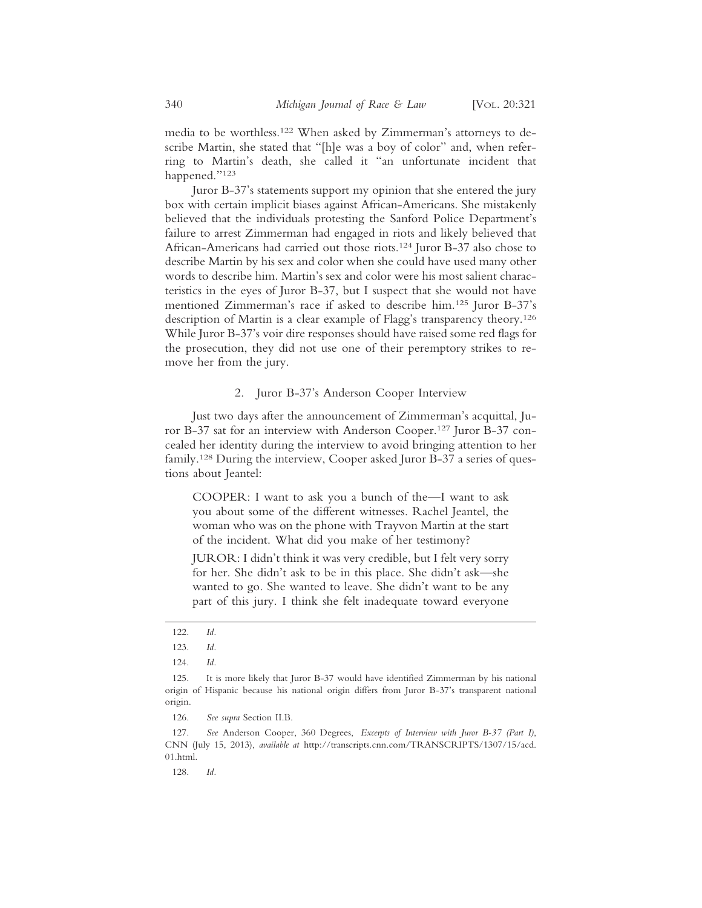media to be worthless.[122] When asked by Zimmerman's attorneys to describe Martin, she stated that "[h]e was a boy of color" and, when referring to Martin's death, she called it "an unfortunate incident that happened."[123]

Juror B-37's statements support my opinion that she entered the jury box with certain implicit biases against African-Americans. She mistakenly believed that the individuals protesting the Sanford Police Department's failure to arrest Zimmerman had engaged in riots and likely believed that African-Americans had carried out those riots.[124] Juror B-37 also chose to describe Martin by his sex and color when she could have used many other words to describe him. Martin's sex and color were his most salient characteristics in the eyes of Juror B-37, but I suspect that she would not have mentioned Zimmerman's race if asked to describe him.[125] Juror B-37's description of Martin is a clear example of Flagg's transparency theory.[126] While Juror B-37's voir dire responses should have raised some red flags for the prosecution, they did not use one of their peremptory strikes to remove her from the jury.

### 2. Juror B-37's Anderson Cooper Interview

Just two days after the announcement of Zimmerman's acquittal, Juror B-37 sat for an interview with Anderson Cooper.[127] Juror B-37 concealed her identity during the interview to avoid bringing attention to her family.[128] During the interview, Cooper asked Juror B-37 a series of questions about Jeantel:

> COOPER: I want to ask you a bunch of the—I want to ask you about some of the different witnesses. Rachel Jeantel, the woman who was on the phone with Trayvon Martin at the start of the incident. What did you make of her testimony?
>
> JUROR: I didn't think it was very credible, but I felt very sorry for her. She didn't ask to be in this place. She didn't ask—she wanted to go. She wanted to leave. She didn't want to be any part of this jury. I think she felt inadequate toward everyone

---

122. *Id.*

123. *Id.*

124. *Id.*

125. It is more likely that Juror B-37 would have identified Zimmerman by his national origin of Hispanic because his national origin differs from Juror B-37's transparent national origin.

126. *See supra* Section II.B.

127. *See* Anderson Cooper, 360 Degrees, *Excerpts of Interview with Juror B-37 (Part I)*, CNN (July 15, 2013), *available at* http://transcripts.cnn.com/TRANSCRIPTS/1307/15/acd.01.html.

128. *Id.*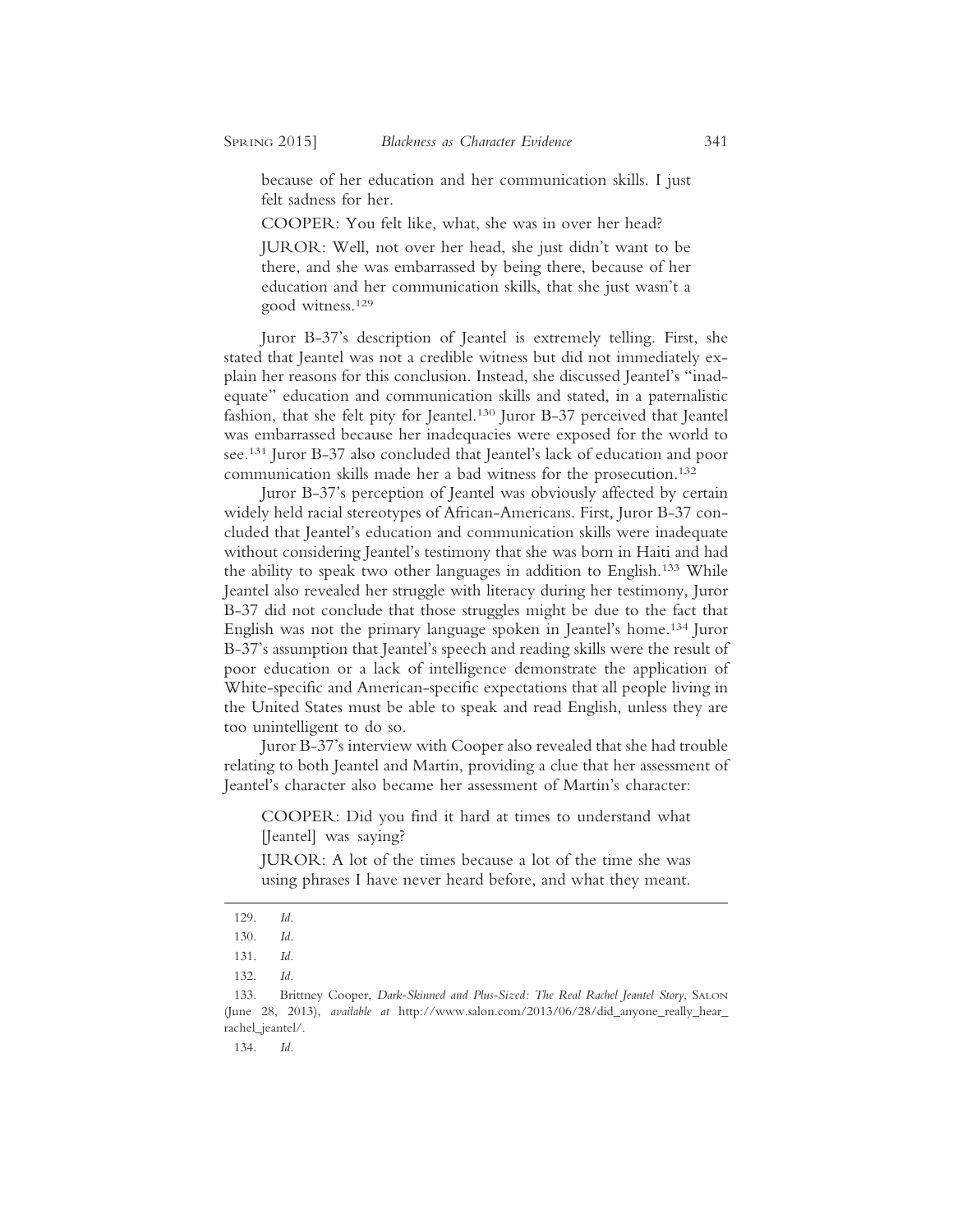> because of her education and her communication skills. I just felt sadness for her.
>
> COOPER: You felt like, what, she was in over her head?
>
> JUROR: Well, not over her head, she just didn't want to be there, and she was embarrassed by being there, because of her education and her communication skills, that she just wasn't a good witness.[129]

Juror B-37's description of Jeantel is extremely telling. First, she stated that Jeantel was not a credible witness but did not immediately explain her reasons for this conclusion. Instead, she discussed Jeantel's "inadequate" education and communication skills and stated, in a paternalistic fashion, that she felt pity for Jeantel.[130] Juror B-37 perceived that Jeantel was embarrassed because her inadequacies were exposed for the world to see.[131] Juror B-37 also concluded that Jeantel's lack of education and poor communication skills made her a bad witness for the prosecution.[132]

Juror B-37's perception of Jeantel was obviously affected by certain widely held racial stereotypes of African-Americans. First, Juror B-37 concluded that Jeantel's education and communication skills were inadequate without considering Jeantel's testimony that she was born in Haiti and had the ability to speak two other languages in addition to English.[133] While Jeantel also revealed her struggle with literacy during her testimony, Juror B-37 did not conclude that those struggles might be due to the fact that English was not the primary language spoken in Jeantel's home.[134] Juror B-37's assumption that Jeantel's speech and reading skills were the result of poor education or a lack of intelligence demonstrate the application of White-specific and American-specific expectations that all people living in the United States must be able to speak and read English, unless they are too unintelligent to do so.

Juror B-37's interview with Cooper also revealed that she had trouble relating to both Jeantel and Martin, providing a clue that her assessment of Jeantel's character also became her assessment of Martin's character:

> COOPER: Did you find it hard at times to understand what [Jeantel] was saying?
>
> JUROR: A lot of the times because a lot of the time she was using phrases I have never heard before, and what they meant.

---

129. *Id.*

130. *Id.*

131. *Id.*

132. *Id.*

133. Brittney Cooper, *Dark-Skinned and Plus-Sized: The Real Rachel Jeantel Story*, SALON (June 28, 2013), *available at* http://www.salon.com/2013/06/28/did_anyone_really_hear_rachel_jeantel/.

134. *Id.*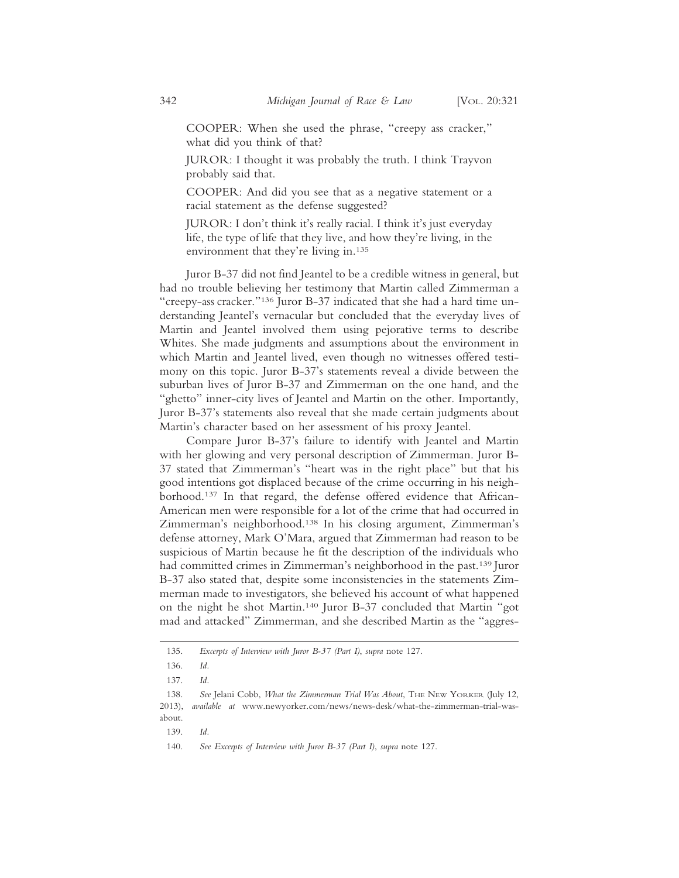> COOPER: When she used the phrase, "creepy ass cracker," what did you think of that?
>
> JUROR: I thought it was probably the truth. I think Trayvon probably said that.
>
> COOPER: And did you see that as a negative statement or a racial statement as the defense suggested?
>
> JUROR: I don't think it's really racial. I think it's just everyday life, the type of life that they live, and how they're living, in the environment that they're living in.[135]

Juror B-37 did not find Jeantel to be a credible witness in general, but had no trouble believing her testimony that Martin called Zimmerman a "creepy-ass cracker."[136] Juror B-37 indicated that she had a hard time understanding Jeantel's vernacular but concluded that the everyday lives of Martin and Jeantel involved them using pejorative terms to describe Whites. She made judgments and assumptions about the environment in which Martin and Jeantel lived, even though no witnesses offered testimony on this topic. Juror B-37's statements reveal a divide between the suburban lives of Juror B-37 and Zimmerman on the one hand, and the "ghetto" inner-city lives of Jeantel and Martin on the other. Importantly, Juror B-37's statements also reveal that she made certain judgments about Martin's character based on her assessment of his proxy Jeantel.

Compare Juror B-37's failure to identify with Jeantel and Martin with her glowing and very personal description of Zimmerman. Juror B-37 stated that Zimmerman's "heart was in the right place" but that his good intentions got displaced because of the crime occurring in his neighborhood.[137] In that regard, the defense offered evidence that African-American men were responsible for a lot of the crime that had occurred in Zimmerman's neighborhood.[138] In his closing argument, Zimmerman's defense attorney, Mark O'Mara, argued that Zimmerman had reason to be suspicious of Martin because he fit the description of the individuals who had committed crimes in Zimmerman's neighborhood in the past.[139] Juror B-37 also stated that, despite some inconsistencies in the statements Zimmerman made to investigators, she believed his account of what happened on the night he shot Martin.[140] Juror B-37 concluded that Martin "got mad and attacked" Zimmerman, and she described Martin as the "aggres-

---

135. *Excerpts of Interview with Juror B-37 (Part I)*, *supra* note 127.

136. *Id.*

137. *Id.*

138. *See* Jelani Cobb, *What the Zimmerman Trial Was About*, The New Yorker (July 12, 2013), *available at* www.newyorker.com/news/news-desk/what-the-zimmerman-trial-was-about.

139. *Id.*

140. *See Excerpts of Interview with Juror B-37 (Part I)*, *supra* note 127.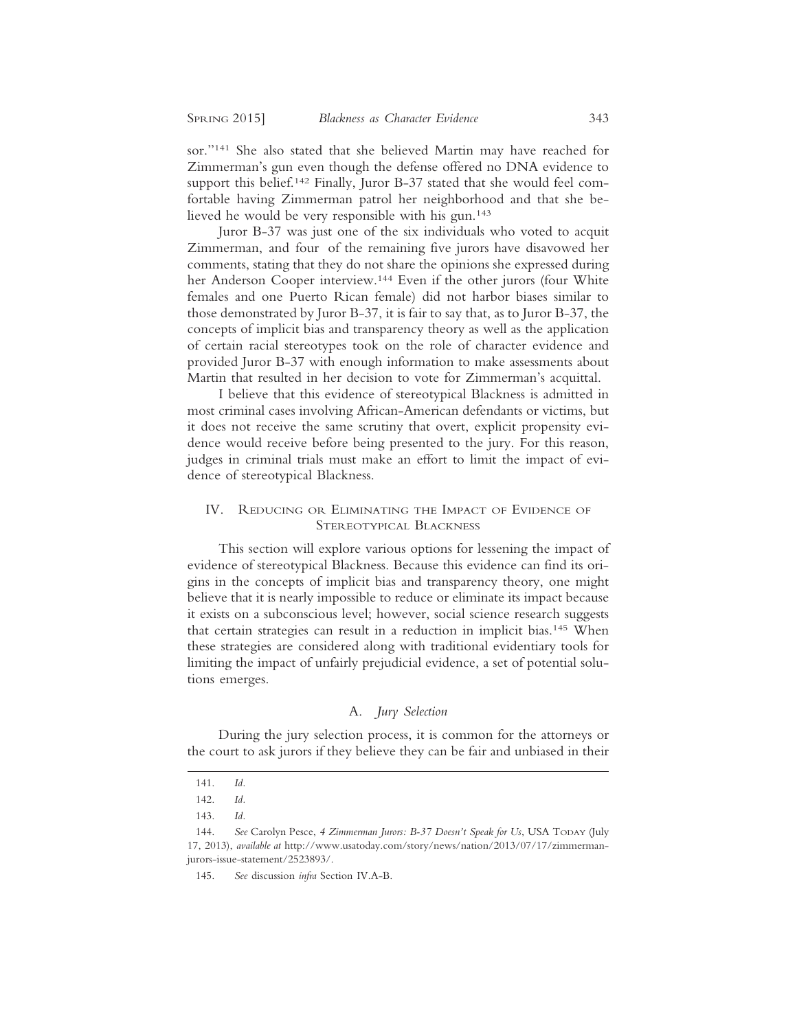sor."[141] She also stated that she believed Martin may have reached for Zimmerman's gun even though the defense offered no DNA evidence to support this belief.[142] Finally, Juror B-37 stated that she would feel comfortable having Zimmerman patrol her neighborhood and that she believed he would be very responsible with his gun.[143]

Juror B-37 was just one of the six individuals who voted to acquit Zimmerman, and four of the remaining five jurors have disavowed her comments, stating that they do not share the opinions she expressed during her Anderson Cooper interview.[144] Even if the other jurors (four White females and one Puerto Rican female) did not harbor biases similar to those demonstrated by Juror B-37, it is fair to say that, as to Juror B-37, the concepts of implicit bias and transparency theory as well as the application of certain racial stereotypes took on the role of character evidence and provided Juror B-37 with enough information to make assessments about Martin that resulted in her decision to vote for Zimmerman's acquittal.

I believe that this evidence of stereotypical Blackness is admitted in most criminal cases involving African-American defendants or victims, but it does not receive the same scrutiny that overt, explicit propensity evidence would receive before being presented to the jury. For this reason, judges in criminal trials must make an effort to limit the impact of evidence of stereotypical Blackness.

## IV. Reducing or Eliminating the Impact of Evidence of Stereotypical Blackness

This section will explore various options for lessening the impact of evidence of stereotypical Blackness. Because this evidence can find its origins in the concepts of implicit bias and transparency theory, one might believe that it is nearly impossible to reduce or eliminate its impact because it exists on a subconscious level; however, social science research suggests that certain strategies can result in a reduction in implicit bias.[145] When these strategies are considered along with traditional evidentiary tools for limiting the impact of unfairly prejudicial evidence, a set of potential solutions emerges.

### A. *Jury Selection*

During the jury selection process, it is common for the attorneys or the court to ask jurors if they believe they can be fair and unbiased in their

---

141. *Id.*

142. *Id.*

143. *Id.*

144. *See* Carolyn Pesce, *4 Zimmerman Jurors: B-37 Doesn't Speak for Us*, USA Today (July 17, 2013), *available at* http://www.usatoday.com/story/news/nation/2013/07/17/zimmerman-jurors-issue-statement/2523893/.

145. *See* discussion *infra* Section IV.A-B.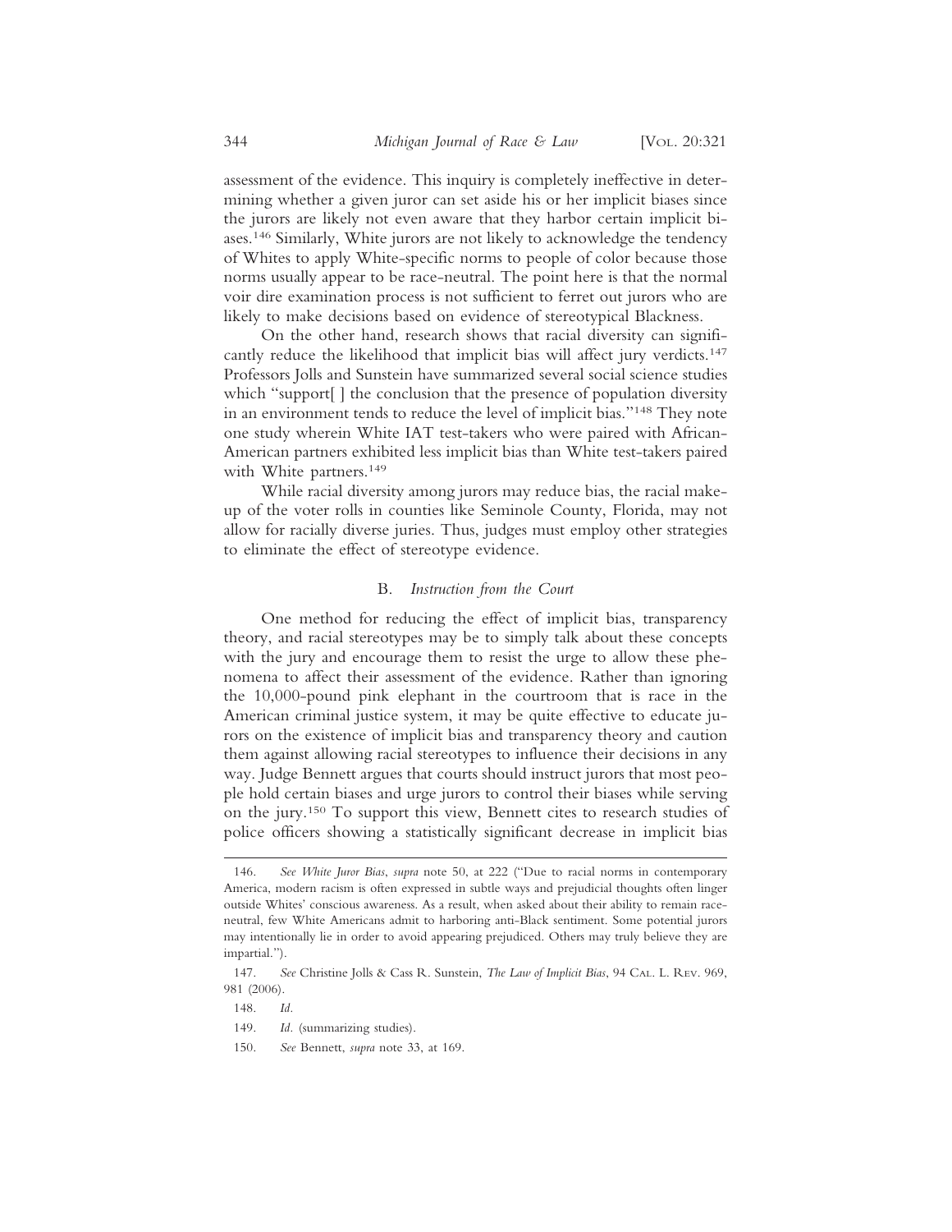assessment of the evidence. This inquiry is completely ineffective in determining whether a given juror can set aside his or her implicit biases since the jurors are likely not even aware that they harbor certain implicit biases.[146] Similarly, White jurors are not likely to acknowledge the tendency of Whites to apply White-specific norms to people of color because those norms usually appear to be race-neutral. The point here is that the normal voir dire examination process is not sufficient to ferret out jurors who are likely to make decisions based on evidence of stereotypical Blackness.

On the other hand, research shows that racial diversity can significantly reduce the likelihood that implicit bias will affect jury verdicts.[147] Professors Jolls and Sunstein have summarized several social science studies which "support[ ] the conclusion that the presence of population diversity in an environment tends to reduce the level of implicit bias."[148] They note one study wherein White IAT test-takers who were paired with African-American partners exhibited less implicit bias than White test-takers paired with White partners.[149]

While racial diversity among jurors may reduce bias, the racial makeup of the voter rolls in counties like Seminole County, Florida, may not allow for racially diverse juries. Thus, judges must employ other strategies to eliminate the effect of stereotype evidence.

### B. *Instruction from the Court*

One method for reducing the effect of implicit bias, transparency theory, and racial stereotypes may be to simply talk about these concepts with the jury and encourage them to resist the urge to allow these phenomena to affect their assessment of the evidence. Rather than ignoring the 10,000-pound pink elephant in the courtroom that is race in the American criminal justice system, it may be quite effective to educate jurors on the existence of implicit bias and transparency theory and caution them against allowing racial stereotypes to influence their decisions in any way. Judge Bennett argues that courts should instruct jurors that most people hold certain biases and urge jurors to control their biases while serving on the jury.[150] To support this view, Bennett cites to research studies of police officers showing a statistically significant decrease in implicit bias

---

146. *See White Juror Bias*, *supra* note 50, at 222 ("Due to racial norms in contemporary America, modern racism is often expressed in subtle ways and prejudicial thoughts often linger outside Whites' conscious awareness. As a result, when asked about their ability to remain race-neutral, few White Americans admit to harboring anti-Black sentiment. Some potential jurors may intentionally lie in order to avoid appearing prejudiced. Others may truly believe they are impartial.").

147. *See* Christine Jolls & Cass R. Sunstein, *The Law of Implicit Bias*, 94 Cal. L. Rev. 969, 981 (2006).

148. *Id.*

149. *Id.* (summarizing studies).

150. *See* Bennett, *supra* note 33, at 169.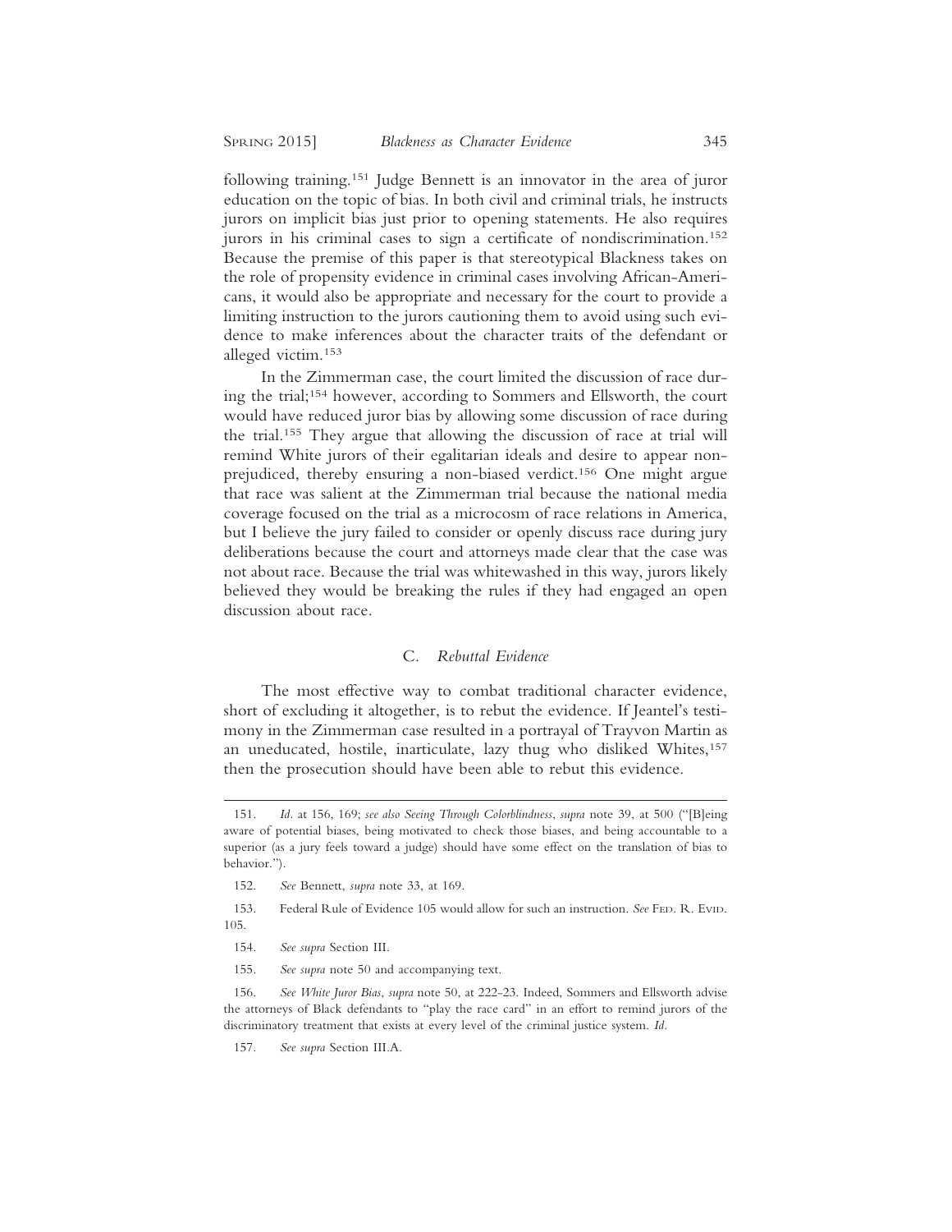following training.[151] Judge Bennett is an innovator in the area of juror education on the topic of bias. In both civil and criminal trials, he instructs jurors on implicit bias just prior to opening statements. He also requires jurors in his criminal cases to sign a certificate of nondiscrimination.[152] Because the premise of this paper is that stereotypical Blackness takes on the role of propensity evidence in criminal cases involving African-Americans, it would also be appropriate and necessary for the court to provide a limiting instruction to the jurors cautioning them to avoid using such evidence to make inferences about the character traits of the defendant or alleged victim.[153]

In the Zimmerman case, the court limited the discussion of race during the trial;[154] however, according to Sommers and Ellsworth, the court would have reduced juror bias by allowing some discussion of race during the trial.[155] They argue that allowing the discussion of race at trial will remind White jurors of their egalitarian ideals and desire to appear non-prejudiced, thereby ensuring a non-biased verdict.[156] One might argue that race was salient at the Zimmerman trial because the national media coverage focused on the trial as a microcosm of race relations in America, but I believe the jury failed to consider or openly discuss race during jury deliberations because the court and attorneys made clear that the case was not about race. Because the trial was whitewashed in this way, jurors likely believed they would be breaking the rules if they had engaged an open discussion about race.

### C. *Rebuttal Evidence*

The most effective way to combat traditional character evidence, short of excluding it altogether, is to rebut the evidence. If Jeantel's testimony in the Zimmerman case resulted in a portrayal of Trayvon Martin as an uneducated, hostile, inarticulate, lazy thug who disliked Whites,[157] then the prosecution should have been able to rebut this evidence.

---

151. *Id.* at 156, 169; *see also Seeing Through Colorblindness*, *supra* note 39, at 500 ("[B]eing aware of potential biases, being motivated to check those biases, and being accountable to a superior (as a jury feels toward a judge) should have some effect on the translation of bias to behavior.").

152. *See* Bennett, *supra* note 33, at 169.

153. Federal Rule of Evidence 105 would allow for such an instruction. *See* Fed. R. Evid. 105.

154. *See supra* Section III.

155. *See supra* note 50 and accompanying text.

156. *See White Juror Bias*, *supra* note 50, at 222-23. Indeed, Sommers and Ellsworth advise the attorneys of Black defendants to "play the race card" in an effort to remind jurors of the discriminatory treatment that exists at every level of the criminal justice system. *Id.*

157. *See supra* Section III.A.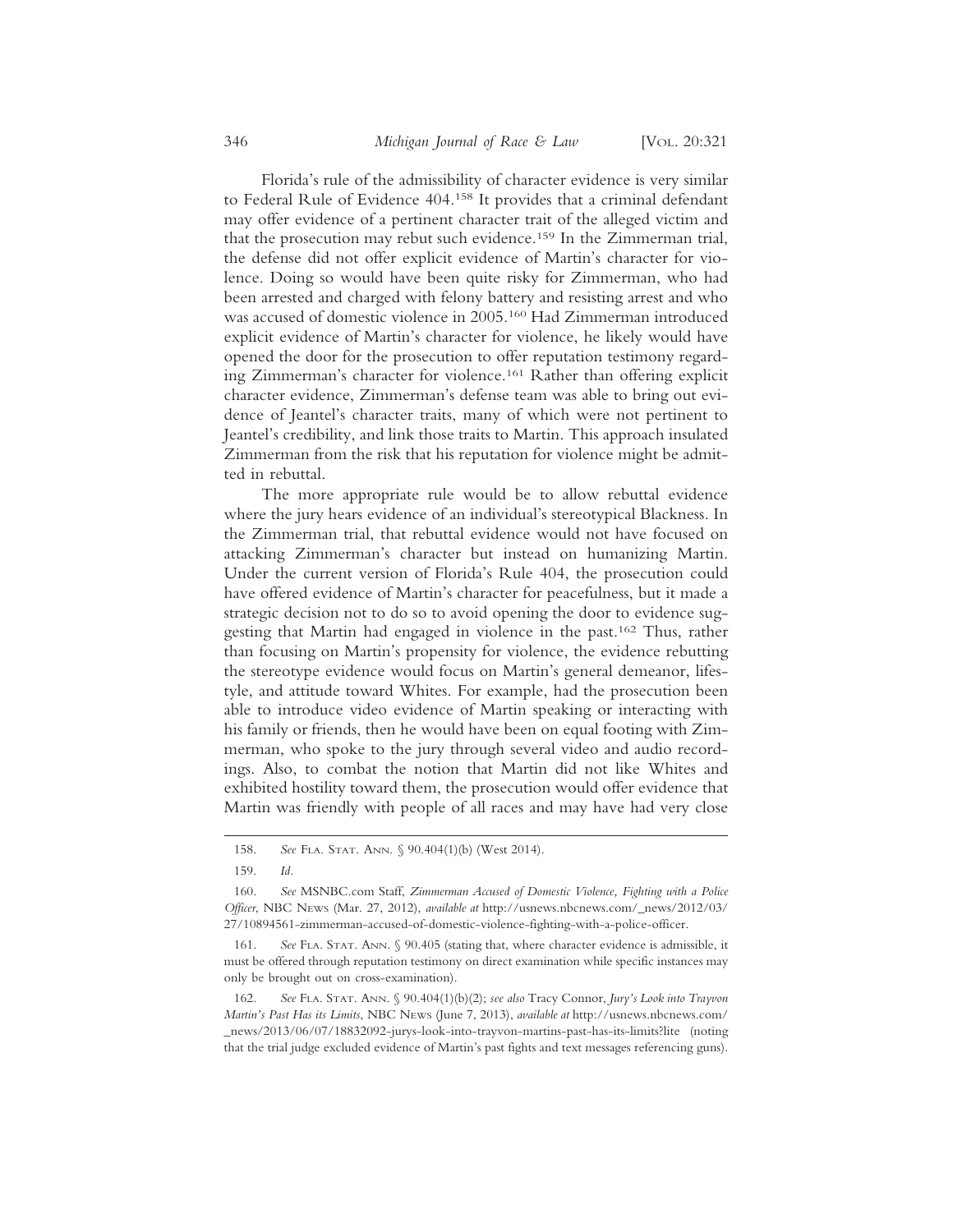Florida's rule of the admissibility of character evidence is very similar to Federal Rule of Evidence 404.[158] It provides that a criminal defendant may offer evidence of a pertinent character trait of the alleged victim and that the prosecution may rebut such evidence.[159] In the Zimmerman trial, the defense did not offer explicit evidence of Martin's character for violence. Doing so would have been quite risky for Zimmerman, who had been arrested and charged with felony battery and resisting arrest and who was accused of domestic violence in 2005.[160] Had Zimmerman introduced explicit evidence of Martin's character for violence, he likely would have opened the door for the prosecution to offer reputation testimony regarding Zimmerman's character for violence.[161] Rather than offering explicit character evidence, Zimmerman's defense team was able to bring out evidence of Jeantel's character traits, many of which were not pertinent to Jeantel's credibility, and link those traits to Martin. This approach insulated Zimmerman from the risk that his reputation for violence might be admitted in rebuttal.

The more appropriate rule would be to allow rebuttal evidence where the jury hears evidence of an individual's stereotypical Blackness. In the Zimmerman trial, that rebuttal evidence would not have focused on attacking Zimmerman's character but instead on humanizing Martin. Under the current version of Florida's Rule 404, the prosecution could have offered evidence of Martin's character for peacefulness, but it made a strategic decision not to do so to avoid opening the door to evidence suggesting that Martin had engaged in violence in the past.[162] Thus, rather than focusing on Martin's propensity for violence, the evidence rebutting the stereotype evidence would focus on Martin's general demeanor, lifestyle, and attitude toward Whites. For example, had the prosecution been able to introduce video evidence of Martin speaking or interacting with his family or friends, then he would have been on equal footing with Zimmerman, who spoke to the jury through several video and audio recordings. Also, to combat the notion that Martin did not like Whites and exhibited hostility toward them, the prosecution would offer evidence that Martin was friendly with people of all races and may have had very close

---

158. *See* Fla. Stat. Ann. § 90.404(1)(b) (West 2014).

159. *Id.*

160. *See* MSNBC.com Staff, *Zimmerman Accused of Domestic Violence, Fighting with a Police Officer*, NBC News (Mar. 27, 2012), *available at* http://usnews.nbcnews.com/_news/2012/03/27/10894561-zimmerman-accused-of-domestic-violence-fighting-with-a-police-officer.

161. *See* Fla. Stat. Ann. § 90.405 (stating that, where character evidence is admissible, it must be offered through reputation testimony on direct examination while specific instances may only be brought out on cross-examination).

162. *See* Fla. Stat. Ann. § 90.404(1)(b)(2); *see also* Tracy Connor, *Jury's Look into Trayvon Martin's Past Has its Limits*, NBC News (June 7, 2013), *available at* http://usnews.nbcnews.com/_news/2013/06/07/18832092-jurys-look-into-trayvon-martins-past-has-its-limits?lite (noting that the trial judge excluded evidence of Martin's past fights and text messages referencing guns).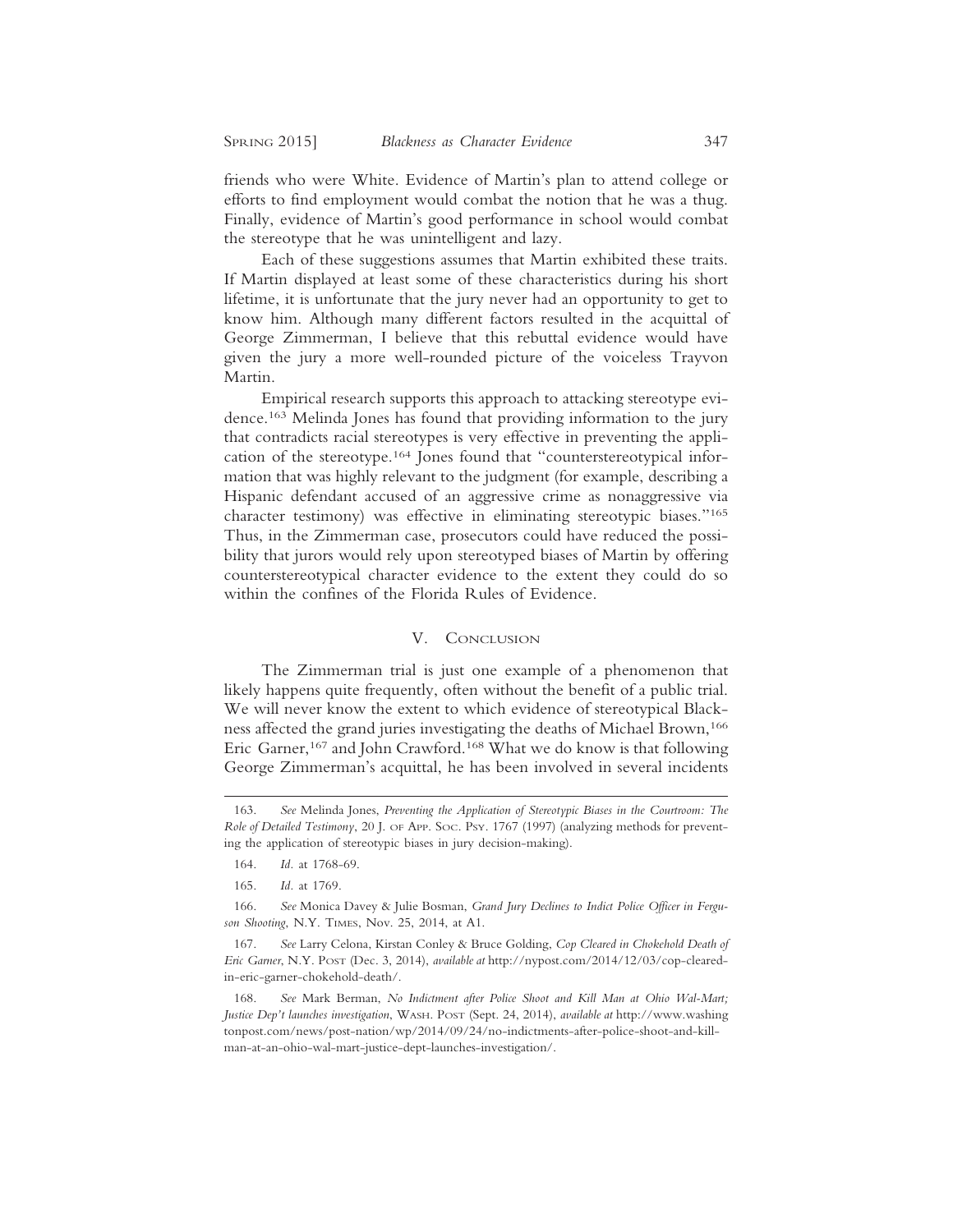friends who were White. Evidence of Martin's plan to attend college or efforts to find employment would combat the notion that he was a thug. Finally, evidence of Martin's good performance in school would combat the stereotype that he was unintelligent and lazy.

Each of these suggestions assumes that Martin exhibited these traits. If Martin displayed at least some of these characteristics during his short lifetime, it is unfortunate that the jury never had an opportunity to get to know him. Although many different factors resulted in the acquittal of George Zimmerman, I believe that this rebuttal evidence would have given the jury a more well-rounded picture of the voiceless Trayvon Martin.

Empirical research supports this approach to attacking stereotype evidence.[163] Melinda Jones has found that providing information to the jury that contradicts racial stereotypes is very effective in preventing the application of the stereotype.[164] Jones found that "counterstereotypical information that was highly relevant to the judgment (for example, describing a Hispanic defendant accused of an aggressive crime as nonaggressive via character testimony) was effective in eliminating stereotypic biases."[165] Thus, in the Zimmerman case, prosecutors could have reduced the possibility that jurors would rely upon stereotyped biases of Martin by offering counterstereotypical character evidence to the extent they could do so within the confines of the Florida Rules of Evidence.

## V. Conclusion

The Zimmerman trial is just one example of a phenomenon that likely happens quite frequently, often without the benefit of a public trial. We will never know the extent to which evidence of stereotypical Blackness affected the grand juries investigating the deaths of Michael Brown,[166] Eric Garner,[167] and John Crawford.[168] What we do know is that following George Zimmerman's acquittal, he has been involved in several incidents

---

163. *See* Melinda Jones, *Preventing the Application of Stereotypic Biases in the Courtroom: The Role of Detailed Testimony*, 20 J. of App. Soc. Psy. 1767 (1997) (analyzing methods for preventing the application of stereotypic biases in jury decision-making).

164. *Id.* at 1768-69.

165. *Id.* at 1769.

166. *See* Monica Davey & Julie Bosman, *Grand Jury Declines to Indict Police Officer in Ferguson Shooting*, N.Y. Times, Nov. 25, 2014, at A1.

167. *See* Larry Celona, Kirstan Conley & Bruce Golding, *Cop Cleared in Chokehold Death of Eric Garner*, N.Y. Post (Dec. 3, 2014), *available at* http://nypost.com/2014/12/03/cop-cleared-in-eric-garner-chokehold-death/.

168. *See* Mark Berman, *No Indictment after Police Shoot and Kill Man at Ohio Wal-Mart; Justice Dep't launches investigation*, Wash. Post (Sept. 24, 2014), *available at* http://www.washingtonpost.com/news/post-nation/wp/2014/09/24/no-indictments-after-police-shoot-and-kill-man-at-an-ohio-wal-mart-justice-dept-launches-investigation/.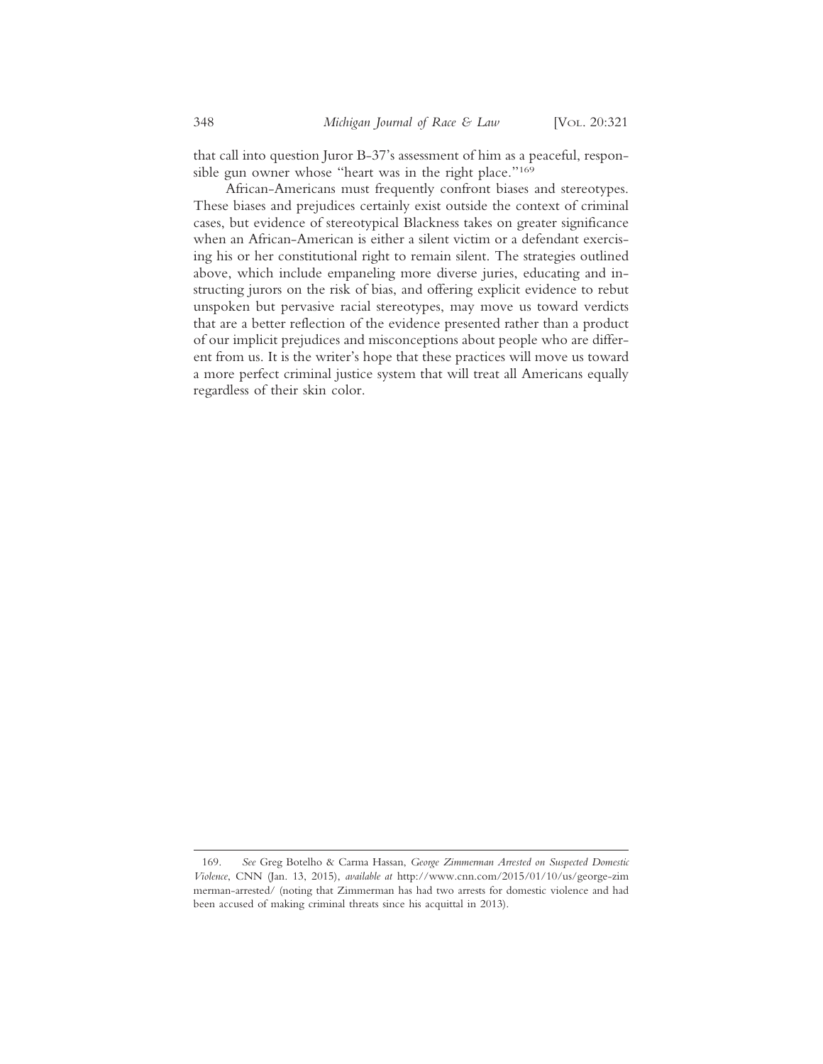that call into question Juror B-37's assessment of him as a peaceful, responsible gun owner whose "heart was in the right place."[169]

African-Americans must frequently confront biases and stereotypes. These biases and prejudices certainly exist outside the context of criminal cases, but evidence of stereotypical Blackness takes on greater significance when an African-American is either a silent victim or a defendant exercising his or her constitutional right to remain silent. The strategies outlined above, which include empaneling more diverse juries, educating and instructing jurors on the risk of bias, and offering explicit evidence to rebut unspoken but pervasive racial stereotypes, may move us toward verdicts that are a better reflection of the evidence presented rather than a product of our implicit prejudices and misconceptions about people who are different from us. It is the writer's hope that these practices will move us toward a more perfect criminal justice system that will treat all Americans equally regardless of their skin color.

---

169. *See* Greg Botelho & Carma Hassan, *George Zimmerman Arrested on Suspected Domestic Violence*, CNN (Jan. 13, 2015), *available at* http://www.cnn.com/2015/01/10/us/george-zimmerman-arrested/ (noting that Zimmerman has had two arrests for domestic violence and had been accused of making criminal threats since his acquittal in 2013).